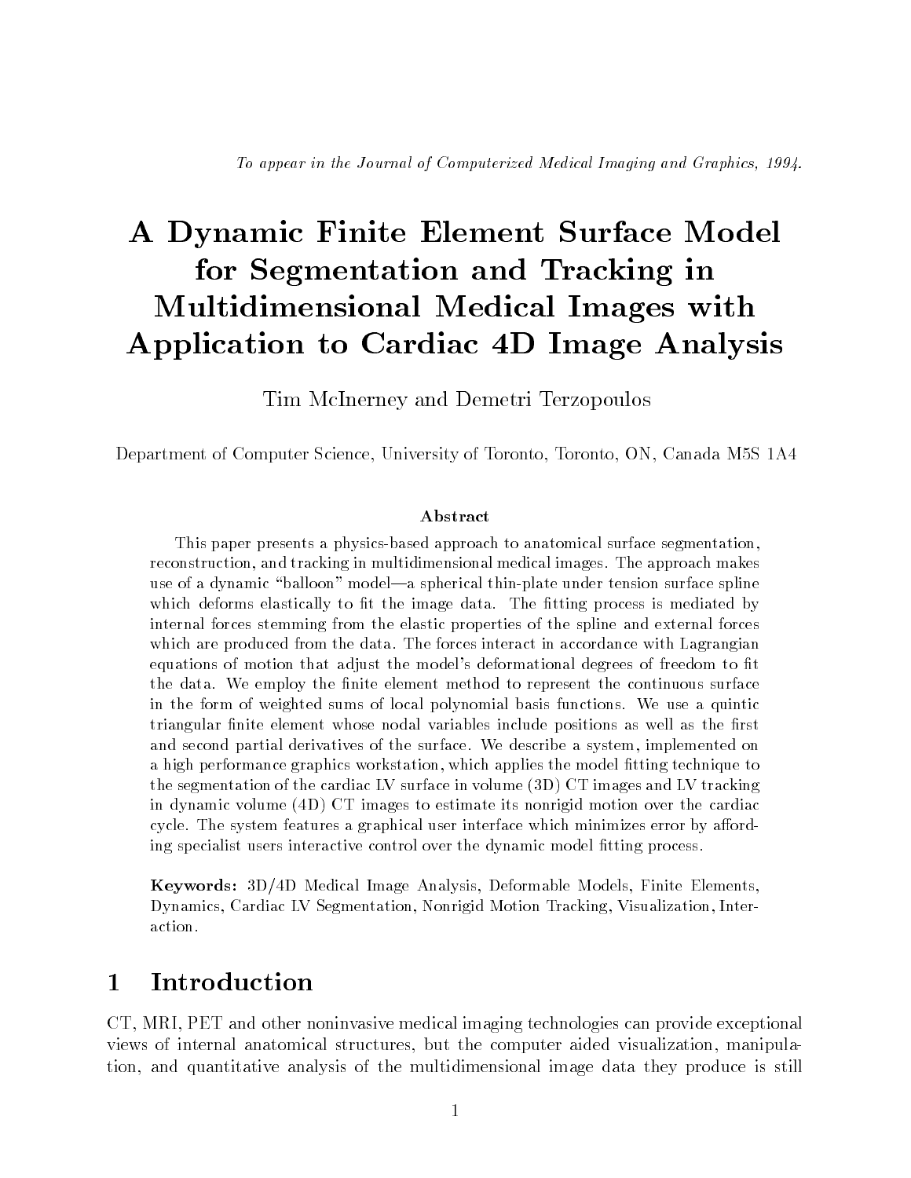*To appear in the Journal of Computerized Medical Imaging and Graphics, 1994.*

# A Dynamic Finite Element Surface Model for Segmentation and Tracking in Multidimensional Medical Images with Application to Cardiac 4D Image Analysis

Tim McInerney and Demetri Terzopoulos

Department of Computer Science, University of Toronto, Toronto, ON, Canada M5S 1A4

### Abstract

This paper presents a physics-based approach to anatomical surface segmentation, reconstruction, and tracking in multidimensional medical images. The approach makes use of a dynamic "balloon" model—a spherical thin-plate under tension surface spline which deforms elastically to fit the image data. The fitting process is mediated by internal forces stemming from the elastic properties of the spline and external forces which are produced from the data. The forces interact in accordance with Lagrangian equations of motion that adjust the model's deformational degrees of freedom to fit the data. We employ the finite element method to represent the continuous surface in the form of weighted sums of local polynomial basis functions. We use a quintic triangular finite element whose nodal variables include positions as well as the first and second partial derivatives of the surface. We describe a system, implemented on a high performance graphics workstation, which applies the model fitting technique to the segmentation of the cardiac LV surface in volume (3D) CT images and LV tracking in dynamic volume (4D) CT images to estimate its nonrigid motion over the cardiac cycle. The system features a graphical user interface which minimizes error by affording specialist users interactive control over the dynamic model fitting process.

**Keywords:** 3D/4D Medical Image Analysis, Deformable Models, Finite Elements, Dynamics, Cardiac LV Segmentation, Nonrigid Motion Tracking, Visualization, Interaction.

## 1 Introduction

CT, MRI, PET and other noninvasive medical imaging technologies can provide exceptional views of internal anatomical structures, but the computer aided visualization, manipulation, and quantitative analysis of the multidimensional image data they produce is still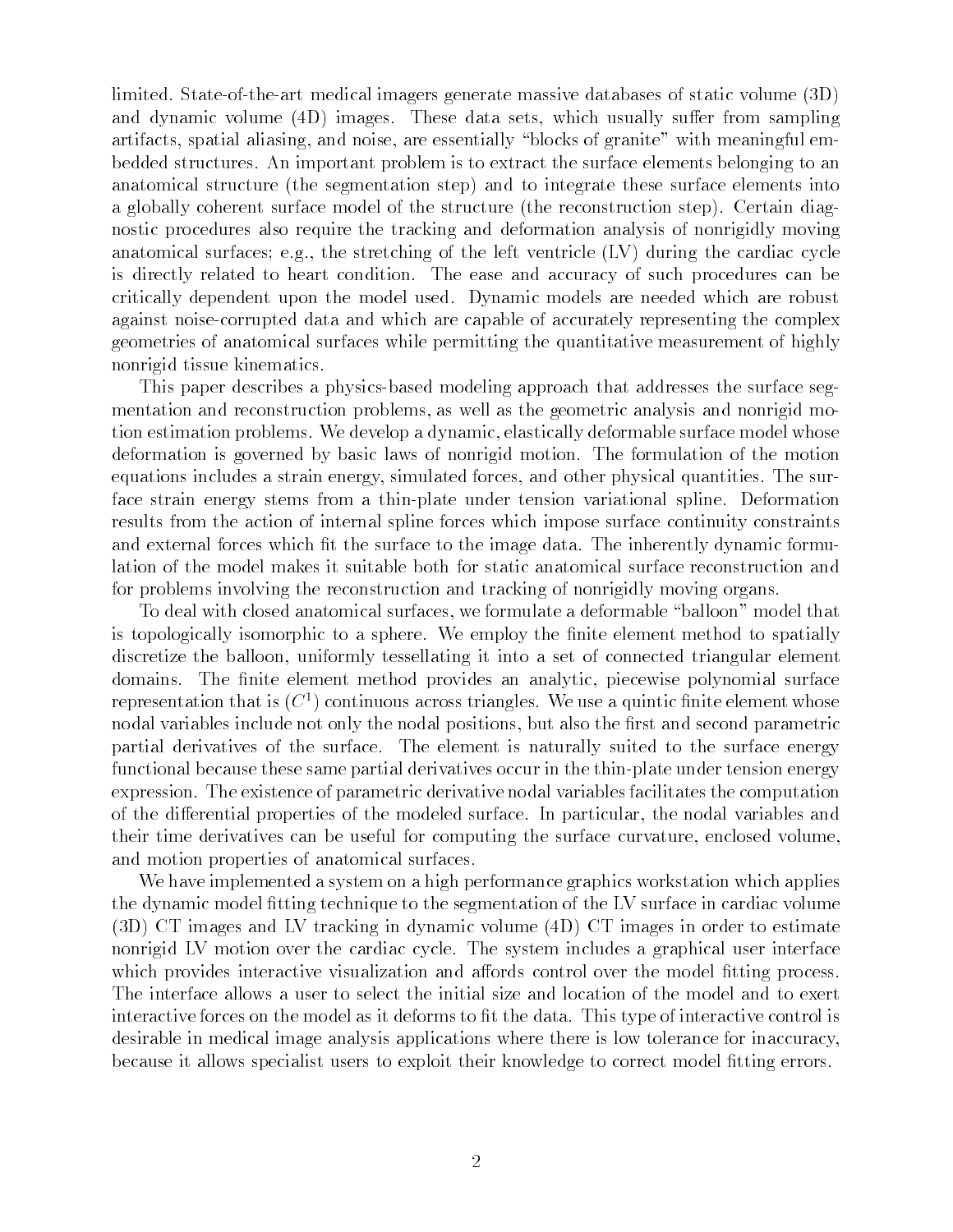limited. State-of-the-art medical imagers generate massive databases of static volume (3D) and dynamic volume (4D) images. These data sets, which usually suffer from sampling artifacts, spatial aliasing, and noise, are essentially "blocks of granite" with meaningful embedded structures. An important problem is to extract the surface elements belonging to an anatomical structure (the segmentation step) and to integrate these surface elements into a globally coherent surface model of the structure (the reconstruction step). Certain diagnostic procedures also require the tracking and deformation analysis of nonrigidly moving anatomical surfaces; e.g., the stretching of the left ventricle (LV) during the cardiac cycle is directly related to heart condition. The ease and accuracy of such procedures can be critically dependent upon the model used. Dynamic models are needed which are robust against noise-corrupted data and which are capable of accurately representing the complex geometries of anatomical surfaces while permitting the quantitative measurement of highly nonrigid tissue kinematics.

This paper describes a physics-based modeling approach that addresses the surface segmentation and reconstruction problems, as well as the geometric analysis and nonrigid motion estimation problems. We develop a dynamic, elastically deformable surface model whose deformation is governed by basic laws of nonrigid motion. The formulation of the motion equations includes a strain energy, simulated forces, and other physical quantities. The surface strain energy stems from a thin-plate under tension variational spline. Deformation results from the action of internal spline forces which impose surface continuity constraints and external forces which fit the surface to the image data. The inherently dynamic formulation of the model makes it suitable both for static anatomical surface reconstruction and for problems involving the reconstruction and tracking of nonrigidly moving organs.

To deal with closed anatomical surfaces, we formulate a deformable "balloon" model that is topologically isomorphic to a sphere. We employ the finite element method to spatially discretize the balloon, uniformly tessellating it into a set of connected triangular element domains. The finite element method provides an analytic, piecewise polynomial surface representation that is ($C^1$) continuous across triangles. We use a quintic finite element whose nodal variables include not only the nodal positions, but also the first and second parametric partial derivatives of the surface. The element is naturally suited to the surface energy functional because these same partial derivatives occur in the thin-plate under tension energy expression. The existence of parametric derivative nodal variables facilitates the computation of the differential properties of the modeled surface. In particular, the nodal variables and their time derivatives can be useful for computing the surface curvature, enclosed volume, and motion properties of anatomical surfaces.

We have implemented a system on a high performance graphics workstation which applies the dynamic model fitting technique to the segmentation of the LV surface in cardiac volume (3D) CT images and LV tracking in dynamic volume (4D) CT images in order to estimate nonrigid LV motion over the cardiac cycle. The system includes a graphical user interface which provides interactive visualization and affords control over the model fitting process. The interface allows a user to select the initial size and location of the model and to exert interactive forces on the model as it deforms to fit the data. This type of interactive control is desirable in medical image analysis applications where there is low tolerance for inaccuracy, because it allows specialist users to exploit their knowledge to correct model fitting errors.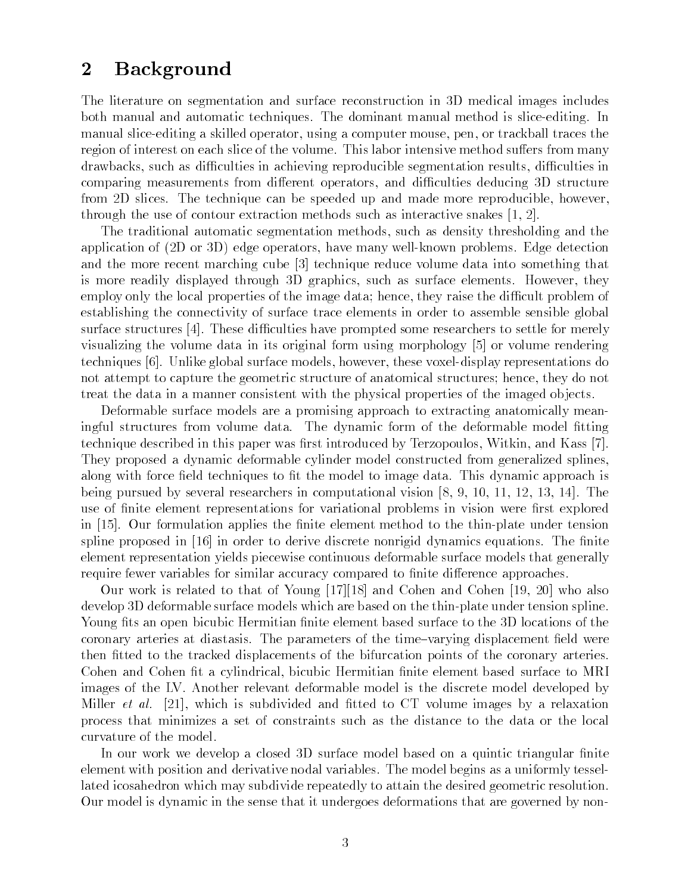## 2 Background

The literature on segmentation and surface reconstruction in 3D medical images includes both manual and automatic techniques. The dominant manual method is slice-editing. In manual slice-editing a skilled operator, using a computer mouse, pen, or trackball traces the region of interest on each slice of the volume. This labor intensive method suffers from many drawbacks, such as difficulties in achieving reproducible segmentation results, difficulties in comparing measurements from different operators, and difficulties deducing 3D structure from 2D slices. The technique can be speeded up and made more reproducible, however, through the use of contour extraction methods such as interactive snakes [1, 2].

The traditional automatic segmentation methods, such as density thresholding and the application of (2D or 3D) edge operators, have many well-known problems. Edge detection and the more recent marching cube [3] technique reduce volume data into something that is more readily displayed through 3D graphics, such as surface elements. However, they employ only the local properties of the image data; hence, they raise the difficult problem of establishing the connectivity of surface trace elements in order to assemble sensible global surface structures [4]. These difficulties have prompted some researchers to settle for merely visualizing the volume data in its original form using morphology [5] or volume rendering techniques [6]. Unlike global surface models, however, these voxel-display representations do not attempt to capture the geometric structure of anatomical structures; hence, they do not treat the data in a manner consistent with the physical properties of the imaged objects.

Deformable surface models are a promising approach to extracting anatomically meaningful structures from volume data. The dynamic form of the deformable model fitting technique described in this paper was first introduced by Terzopoulos, Witkin, and Kass [7]. They proposed a dynamic deformable cylinder model constructed from generalized splines, along with force field techniques to fit the model to image data. This dynamic approach is being pursued by several researchers in computational vision [8, 9, 10, 11, 12, 13, 14]. The use of finite element representations for variational problems in vision were first explored in [15]. Our formulation applies the finite element method to the thin-plate under tension spline proposed in [16] in order to derive discrete nonrigid dynamics equations. The finite element representation yields piecewise continuous deformable surface models that generally require fewer variables for similar accuracy compared to finite difference approaches.

Our work is related to that of Young [17][18] and Cohen and Cohen [19, 20] who also develop 3D deformable surface models which are based on the thin-plate under tension spline. Young fits an open bicubic Hermitian finite element based surface to the 3D locations of the coronary arteries at diastasis. The parameters of the time–varying displacement field were then fitted to the tracked displacements of the bifurcation points of the coronary arteries. Cohen and Cohen fit a cylindrical, bicubic Hermitian finite element based surface to MRI images of the LV. Another relevant deformable model is the discrete model developed by Miller *et al.* [21], which is subdivided and fitted to CT volume images by a relaxation process that minimizes a set of constraints such as the distance to the data or the local curvature of the model.

In our work we develop a closed 3D surface model based on a quintic triangular finite element with position and derivative nodal variables. The model begins as a uniformly tessellated icosahedron which may subdivide repeatedly to attain the desired geometric resolution. Our model is dynamic in the sense that it undergoes deformations that are governed by non-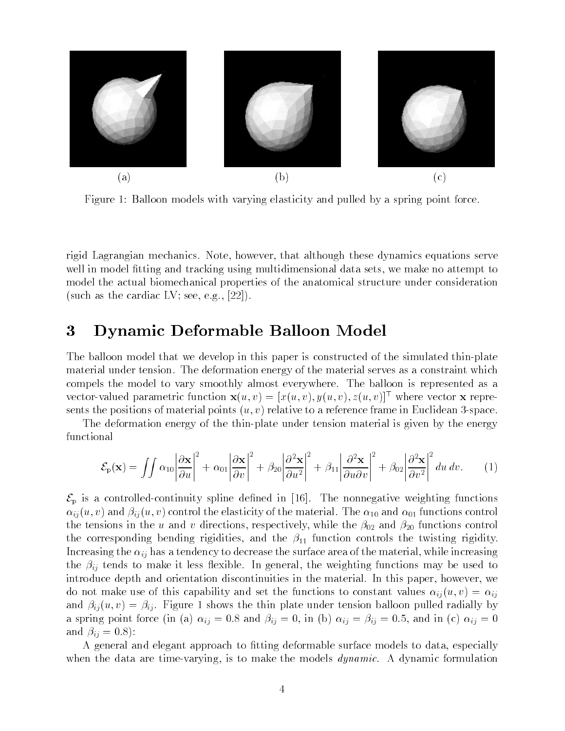(a) (b) (c)

Figure 1: Balloon models with varying elasticity and pulled by a spring point force.

rigid Lagrangian mechanics. Note, however, that although these dynamics equations serve well in model fitting and tracking using multidimensional data sets, we make no attempt to model the actual biomechanical properties of the anatomical structure under consideration (such as the cardiac LV; see, e.g., [22]).

# 3 Dynamic Deformable Balloon Model

The balloon model that we develop in this paper is constructed of the simulated thin-plate material under tension. The deformation energy of the material serves as a constraint which compels the model to vary smoothly almost everywhere. The balloon is represented as a vector-valued parametric function $\mathbf{x}(u,v) = [x(u,v), y(u,v), z(u,v)]^\top$ where vector $\mathbf{x}$ represents the positions of material points $(u,v)$ relative to a reference frame in Euclidean 3-space.

The deformation energy of the thin-plate under tension material is given by the energy functional

$$\mathcal{E}_{\mathrm{p}}(\mathbf{x}) = \iint \alpha_{10}\left|\frac{\partial \mathbf{x}}{\partial u}\right|^2 + \alpha_{01}\left|\frac{\partial \mathbf{x}}{\partial v}\right|^2 + \beta_{20}\left|\frac{\partial^2 \mathbf{x}}{\partial u^2}\right|^2 + \beta_{11}\left|\frac{\partial^2 \mathbf{x}}{\partial u \partial v}\right|^2 + \beta_{02}\left|\frac{\partial^2 \mathbf{x}}{\partial v^2}\right|^2 du\, dv. \tag{1}$$

$\mathcal{E}_{\mathrm{p}}$ is a controlled-continuity spline defined in [16]. The nonnegative weighting functions $\alpha_{ij}(u,v)$ and $\beta_{ij}(u,v)$ control the elasticity of the material. The $\alpha_{10}$ and $\alpha_{01}$ functions control the tensions in the $u$ and $v$ directions, respectively, while the $\beta_{02}$ and $\beta_{20}$ functions control the corresponding bending rigidities, and the $\beta_{11}$ function controls the twisting rigidity. Increasing the $\alpha_{ij}$ has a tendency to decrease the surface area of the material, while increasing the $\beta_{ij}$ tends to make it less flexible. In general, the weighting functions may be used to introduce depth and orientation discontinuities in the material. In this paper, however, we do not make use of this capability and set the functions to constant values $\alpha_{ij}(u,v) = \alpha_{ij}$ and $\beta_{ij}(u,v) = \beta_{ij}$. Figure 1 shows the thin plate under tension balloon pulled radially by a spring point force (in (a) $\alpha_{ij} = 0.8$ and $\beta_{ij} = 0$, in (b) $\alpha_{ij} = \beta_{ij} = 0.5$, and in (c) $\alpha_{ij} = 0$ and $\beta_{ij} = 0.8$):

A general and elegant approach to fitting deformable surface models to data, especially when the data are time-varying, is to make the models *dynamic*. A dynamic formulation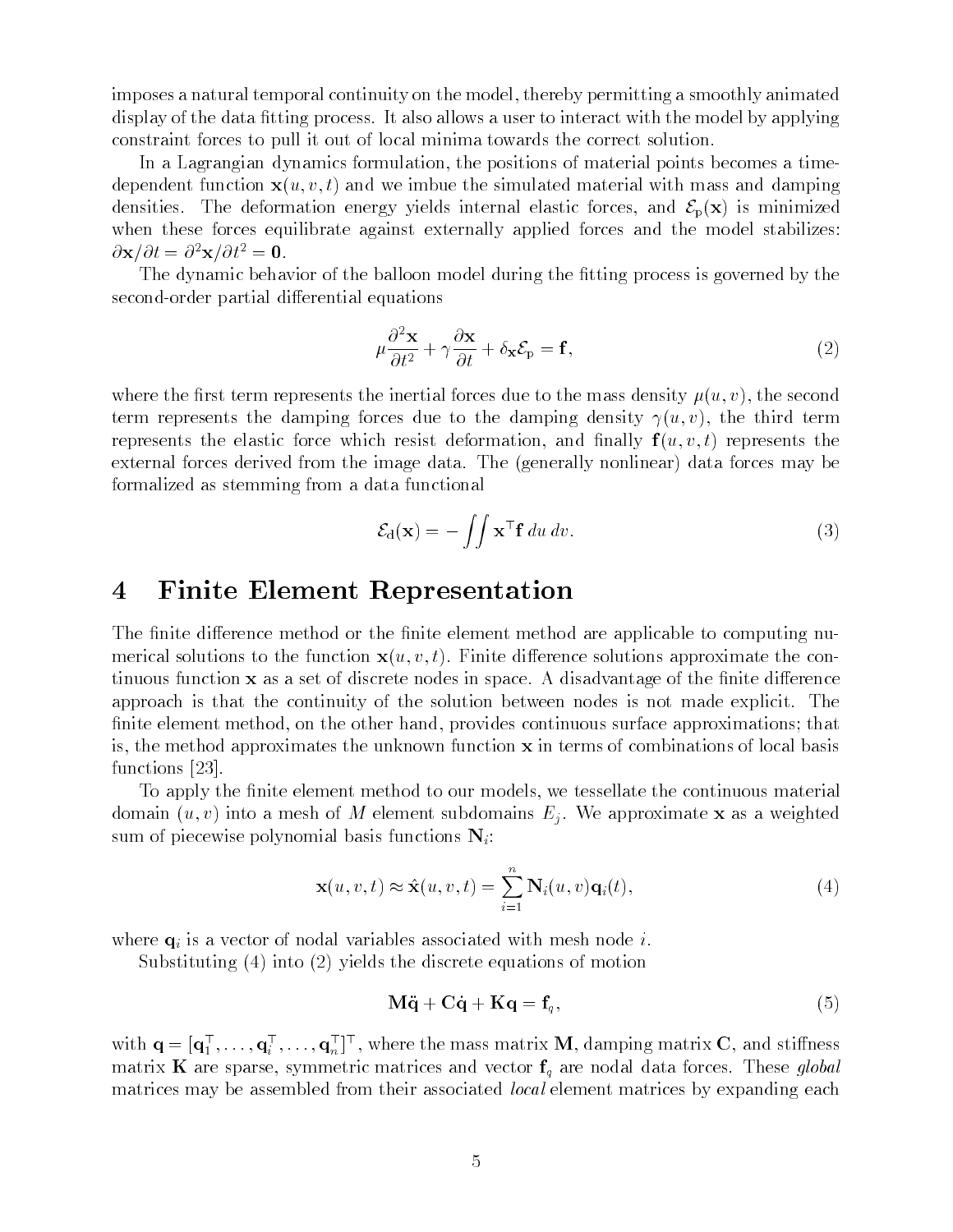imposes a natural temporal continuity on the model, thereby permitting a smoothly animated display of the data fitting process. It also allows a user to interact with the model by applying constraint forces to pull it out of local minima towards the correct solution.

In a Lagrangian dynamics formulation, the positions of material points becomes a time-dependent function $\mathbf{x}(u, v, t)$ and we imbue the simulated material with mass and damping densities. The deformation energy yields internal elastic forces, and $\mathcal{E}_{\mathrm{p}}(\mathbf{x})$ is minimized when these forces equilibrate against externally applied forces and the model stabilizes: $\partial \mathbf{x}/\partial t = \partial^2 \mathbf{x}/\partial t^2 = \mathbf{0}$.

The dynamic behavior of the balloon model during the fitting process is governed by the second-order partial differential equations

$$\mu \frac{\partial^2 \mathbf{x}}{\partial t^2} + \gamma \frac{\partial \mathbf{x}}{\partial t} + \delta_{\mathbf{x}} \mathcal{E}_{\mathrm{p}} = \mathbf{f}, \tag{2}$$

where the first term represents the inertial forces due to the mass density $\mu(u, v)$, the second term represents the damping forces due to the damping density $\gamma(u, v)$, the third term represents the elastic force which resist deformation, and finally $\mathbf{f}(u, v, t)$ represents the external forces derived from the image data. The (generally nonlinear) data forces may be formalized as stemming from a data functional

$$\mathcal{E}_{\mathrm{d}}(\mathbf{x}) = -\iint \mathbf{x}^{\top} \mathbf{f} \, du \, dv. \tag{3}$$

# 4 Finite Element Representation

The finite difference method or the finite element method are applicable to computing numerical solutions to the function $\mathbf{x}(u, v, t)$. Finite difference solutions approximate the continuous function $\mathbf{x}$ as a set of discrete nodes in space. A disadvantage of the finite difference approach is that the continuity of the solution between nodes is not made explicit. The finite element method, on the other hand, provides continuous surface approximations; that is, the method approximates the unknown function $\mathbf{x}$ in terms of combinations of local basis functions [23].

To apply the finite element method to our models, we tessellate the continuous material domain $(u, v)$ into a mesh of $M$ element subdomains $E_j$. We approximate $\mathbf{x}$ as a weighted sum of piecewise polynomial basis functions $\mathbf{N}_i$:

$$\mathbf{x}(u, v, t) \approx \hat{\mathbf{x}}(u, v, t) = \sum_{i=1}^{n} \mathbf{N}_i(u, v) \mathbf{q}_i(t), \tag{4}$$

where $\mathbf{q}_i$ is a vector of nodal variables associated with mesh node $i$.

Substituting (4) into (2) yields the discrete equations of motion

$$\mathbf{M}\ddot{\mathbf{q}} + \mathbf{C}\dot{\mathbf{q}} + \mathbf{K}\mathbf{q} = \mathbf{f}_q, \tag{5}$$

with $\mathbf{q} = [\mathbf{q}_1^{\top}, \ldots, \mathbf{q}_i^{\top}, \ldots, \mathbf{q}_n^{\top}]^{\top}$, where the mass matrix $\mathbf{M}$, damping matrix $\mathbf{C}$, and stiffness matrix $\mathbf{K}$ are sparse, symmetric matrices and vector $\mathbf{f}_q$ are nodal data forces. These *global* matrices may be assembled from their associated *local* element matrices by expanding each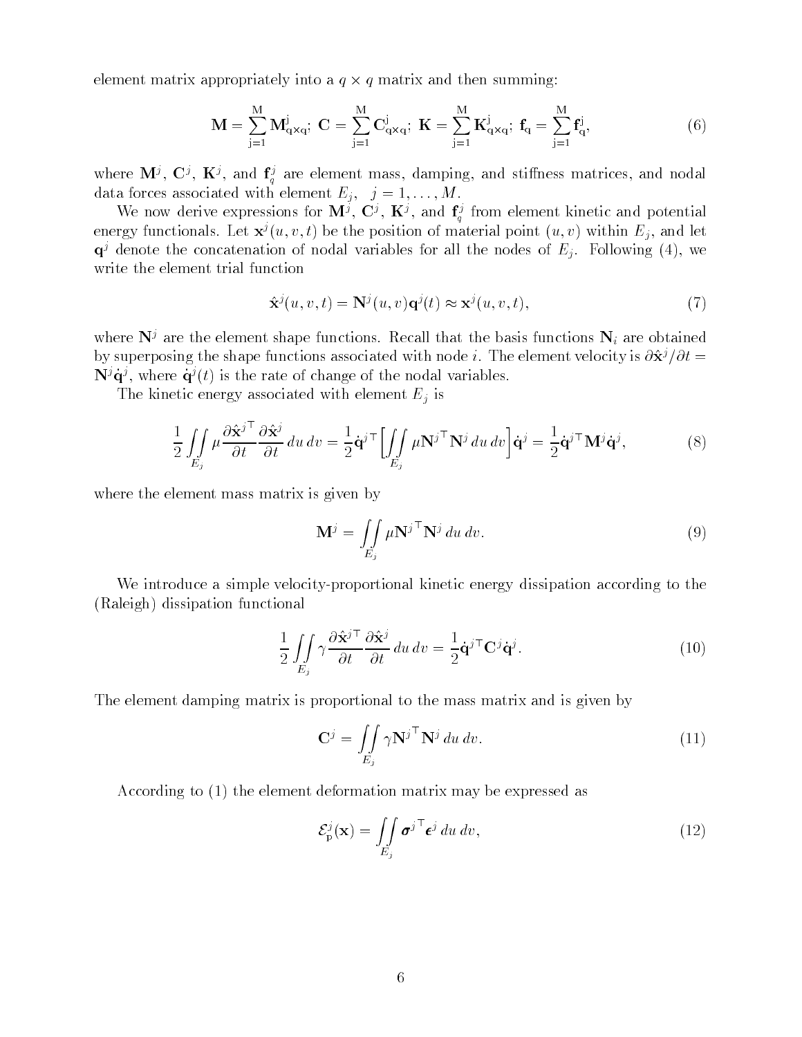element matrix appropriately into a $q \times q$ matrix and then summing:

$$\mathbf{M} = \sum_{j=1}^{M} \mathbf{M}^j_{q\times q};\ \mathbf{C} = \sum_{j=1}^{M} \mathbf{C}^j_{q\times q};\ \mathbf{K} = \sum_{j=1}^{M} \mathbf{K}^j_{q\times q};\ \mathbf{f}_q = \sum_{j=1}^{M} \mathbf{f}^j_q, \tag{6}$$

where $\mathbf{M}^j$, $\mathbf{C}^j$, $\mathbf{K}^j$, and $\mathbf{f}^j_q$ are element mass, damping, and stiffness matrices, and nodal data forces associated with element $E_j$, $j = 1, \ldots, M$.

We now derive expressions for $\mathbf{M}^j$, $\mathbf{C}^j$, $\mathbf{K}^j$, and $\mathbf{f}^j_q$ from element kinetic and potential energy functionals. Let $\mathbf{x}^j(u, v, t)$ be the position of material point $(u, v)$ within $E_j$, and let $\mathbf{q}^j$ denote the concatenation of nodal variables for all the nodes of $E_j$. Following (4), we write the element trial function

$$\hat{\mathbf{x}}^j(u, v, t) = \mathbf{N}^j(u, v)\mathbf{q}^j(t) \approx \mathbf{x}^j(u, v, t), \tag{7}$$

where $\mathbf{N}^j$ are the element shape functions. Recall that the basis functions $\mathbf{N}_i$ are obtained by superposing the shape functions associated with node $i$. The element velocity is $\partial \hat{\mathbf{x}}^j / \partial t = \mathbf{N}^j \dot{\mathbf{q}}^j$, where $\dot{\mathbf{q}}^j(t)$ is the rate of change of the nodal variables.

The kinetic energy associated with element $E_j$ is

$$\frac{1}{2} \iint_{E_j} \mu \frac{\partial \hat{\mathbf{x}}^{j\top}}{\partial t} \frac{\partial \hat{\mathbf{x}}^j}{\partial t}\, du\, dv = \frac{1}{2} \dot{\mathbf{q}}^{j\top} \Big[ \iint_{E_j} \mu \mathbf{N}^{j\top} \mathbf{N}^j\, du\, dv \Big] \dot{\mathbf{q}}^j = \frac{1}{2} \dot{\mathbf{q}}^{j\top} \mathbf{M}^j \dot{\mathbf{q}}^j, \tag{8}$$

where the element mass matrix is given by

$$\mathbf{M}^j = \iint_{E_j} \mu \mathbf{N}^{j\top} \mathbf{N}^j\, du\, dv. \tag{9}$$

We introduce a simple velocity-proportional kinetic energy dissipation according to the (Raleigh) dissipation functional

$$\frac{1}{2} \iint_{E_j} \gamma \frac{\partial \hat{\mathbf{x}}^{j\top}}{\partial t} \frac{\partial \hat{\mathbf{x}}^j}{\partial t}\, du\, dv = \frac{1}{2} \dot{\mathbf{q}}^{j\top} \mathbf{C}^j \dot{\mathbf{q}}^j. \tag{10}$$

The element damping matrix is proportional to the mass matrix and is given by

$$\mathbf{C}^j = \iint_{E_j} \gamma \mathbf{N}^{j\top} \mathbf{N}^j\, du\, dv. \tag{11}$$

According to (1) the element deformation matrix may be expressed as

$$\mathcal{E}^j_{\mathrm{p}}(\mathbf{x}) = \iint_{E_j} \boldsymbol{\sigma}^{j\top} \boldsymbol{\epsilon}^j\, du\, dv, \tag{12}$$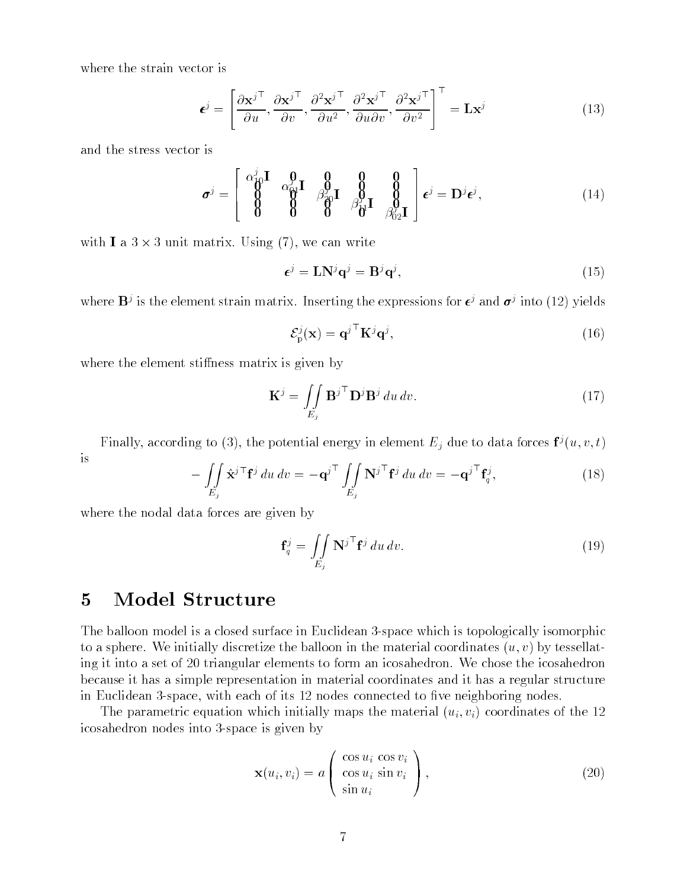where the strain vector is

$$\boldsymbol{\epsilon}^j = \left[ \frac{\partial \mathbf{x}^{j\top}}{\partial u}, \frac{\partial \mathbf{x}^{j\top}}{\partial v}, \frac{\partial^2 \mathbf{x}^{j\top}}{\partial u^2}, \frac{\partial^2 \mathbf{x}^{j\top}}{\partial u \partial v}, \frac{\partial^2 \mathbf{x}^{j\top}}{\partial v^2} \right]^\top = \mathbf{L}\mathbf{x}^j \tag{13}$$

and the stress vector is

$$\boldsymbol{\sigma}^j = \begin{bmatrix} \alpha_{10}^j \mathbf{I} & \mathbf{0} & \mathbf{0} & \mathbf{0} & \mathbf{0} \\ \mathbf{0} & \alpha_{01}^j \mathbf{I} & \mathbf{0} & \mathbf{0} & \mathbf{0} \\ \mathbf{0} & \mathbf{0} & \beta_{20}^j \mathbf{I} & \mathbf{0} & \mathbf{0} \\ \mathbf{0} & \mathbf{0} & \mathbf{0} & \beta_{11}^j \mathbf{I} & \mathbf{0} \\ \mathbf{0} & \mathbf{0} & \mathbf{0} & \mathbf{0} & \beta_{02}^j \mathbf{I} \end{bmatrix} \boldsymbol{\epsilon}^j = \mathbf{D}^j \boldsymbol{\epsilon}^j, \tag{14}$$

with $\mathbf{I}$ a $3 \times 3$ unit matrix. Using (7), we can write

$$\boldsymbol{\epsilon}^j = \mathbf{L}\mathbf{N}^j \mathbf{q}^j = \mathbf{B}^j \mathbf{q}^j, \tag{15}$$

where $\mathbf{B}^j$ is the element strain matrix. Inserting the expressions for $\boldsymbol{\epsilon}^j$ and $\boldsymbol{\sigma}^j$ into (12) yields

$$\mathcal{E}_{\mathrm{p}}^j(\mathbf{x}) = \mathbf{q}^{j\top} \mathbf{K}^j \mathbf{q}^j, \tag{16}$$

where the element stiffness matrix is given by

$$\mathbf{K}^j = \iint_{E_j} \mathbf{B}^{j\top} \mathbf{D}^j \mathbf{B}^j \, du \, dv. \tag{17}$$

Finally, according to (3), the potential energy in element $E_j$ due to data forces $\mathbf{f}^j(u, v, t)$ is

$$-\iint_{E_j} \hat{\mathbf{x}}^{j\top} \mathbf{f}^j \, du \, dv = -\mathbf{q}^{j\top} \iint_{E_j} \mathbf{N}^{j\top} \mathbf{f}^j \, du \, dv = -\mathbf{q}^{j\top} \mathbf{f}_q^j, \tag{18}$$

where the nodal data forces are given by

$$\mathbf{f}_q^j = \iint_{E_j} \mathbf{N}^{j\top} \mathbf{f}^j \, du \, dv. \tag{19}$$

# 5 Model Structure

The balloon model is a closed surface in Euclidean 3-space which is topologically isomorphic to a sphere. We initially discretize the balloon in the material coordinates $(u, v)$ by tessellating it into a set of 20 triangular elements to form an icosahedron. We chose the icosahedron because it has a simple representation in material coordinates and it has a regular structure in Euclidean 3-space, with each of its 12 nodes connected to five neighboring nodes.

The parametric equation which initially maps the material $(u_i, v_i)$ coordinates of the 12 icosahedron nodes into 3-space is given by

$$\mathbf{x}(u_i, v_i) = a \begin{pmatrix} \cos u_i \, \cos v_i \\ \cos u_i \, \sin v_i \\ \sin u_i \end{pmatrix}, \tag{20}$$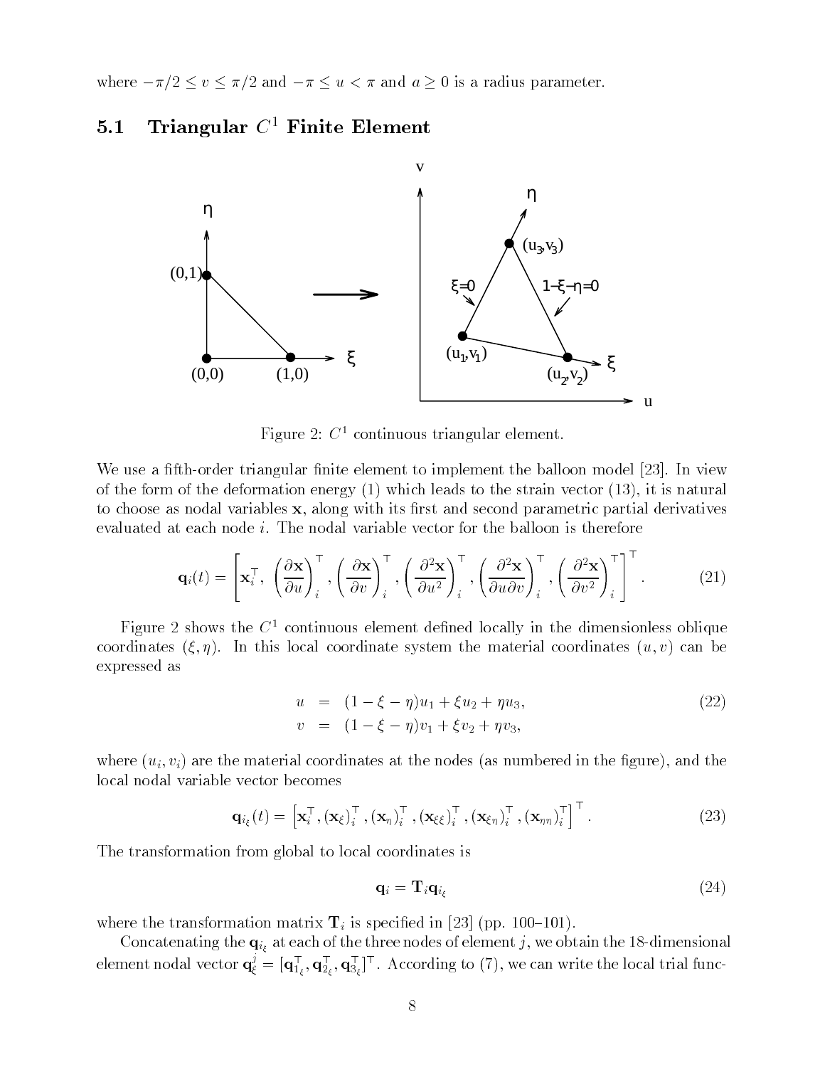where $-\pi/2 \leq v \leq \pi/2$ and $-\pi \leq u < \pi$ and $a \geq 0$ is a radius parameter.

## 5.1 Triangular $C^1$ Finite Element

η
(0,1)
(0,0)
(1,0)
ξ
v
η
$(u_3,v_3)$
ξ=0
1−ξ−η=0
$(u_1,v_1)$
$(u_2,v_2)$
ξ
u

Figure 2: $C^1$ continuous triangular element.

We use a fifth-order triangular finite element to implement the balloon model [23]. In view of the form of the deformation energy (1) which leads to the strain vector (13), it is natural to choose as nodal variables $\mathbf{x}$, along with its first and second parametric partial derivatives evaluated at each node $i$. The nodal variable vector for the balloon is therefore

$$\mathbf{q}_i(t) = \left[ \mathbf{x}_i^\top, \left(\frac{\partial \mathbf{x}}{\partial u}\right)_i^\top, \left(\frac{\partial \mathbf{x}}{\partial v}\right)_i^\top, \left(\frac{\partial^2 \mathbf{x}}{\partial u^2}\right)_i^\top, \left(\frac{\partial^2 \mathbf{x}}{\partial u \partial v}\right)_i^\top, \left(\frac{\partial^2 \mathbf{x}}{\partial v^2}\right)_i^\top \right]^\top . \tag{21}$$

Figure 2 shows the $C^1$ continuous element defined locally in the dimensionless oblique coordinates $(\xi, \eta)$. In this local coordinate system the material coordinates $(u, v)$ can be expressed as

$$\begin{aligned} u &= (1 - \xi - \eta)u_1 + \xi u_2 + \eta u_3, \\ v &= (1 - \xi - \eta)v_1 + \xi v_2 + \eta v_3, \end{aligned} \tag{22}$$

where $(u_i, v_i)$ are the material coordinates at the nodes (as numbered in the figure), and the local nodal variable vector becomes

$$\mathbf{q}_{i_\xi}(t) = \left[ \mathbf{x}_i^\top, (\mathbf{x}_\xi)_i^\top, (\mathbf{x}_\eta)_i^\top, (\mathbf{x}_{\xi\xi})_i^\top, (\mathbf{x}_{\xi\eta})_i^\top, (\mathbf{x}_{\eta\eta})_i^\top \right]^\top . \tag{23}$$

The transformation from global to local coordinates is

$$\mathbf{q}_i = \mathbf{T}_i \mathbf{q}_{i_\xi} \tag{24}$$

where the transformation matrix $\mathbf{T}_i$ is specified in [23] (pp. 100–101).

Concatenating the $\mathbf{q}_{i_\xi}$ at each of the three nodes of element $j$, we obtain the 18-dimensional element nodal vector $\mathbf{q}_\xi^j = [\mathbf{q}_{1_\xi}^\top, \mathbf{q}_{2_\xi}^\top, \mathbf{q}_{3_\xi}^\top]^\top$. According to (7), we can write the local trial func-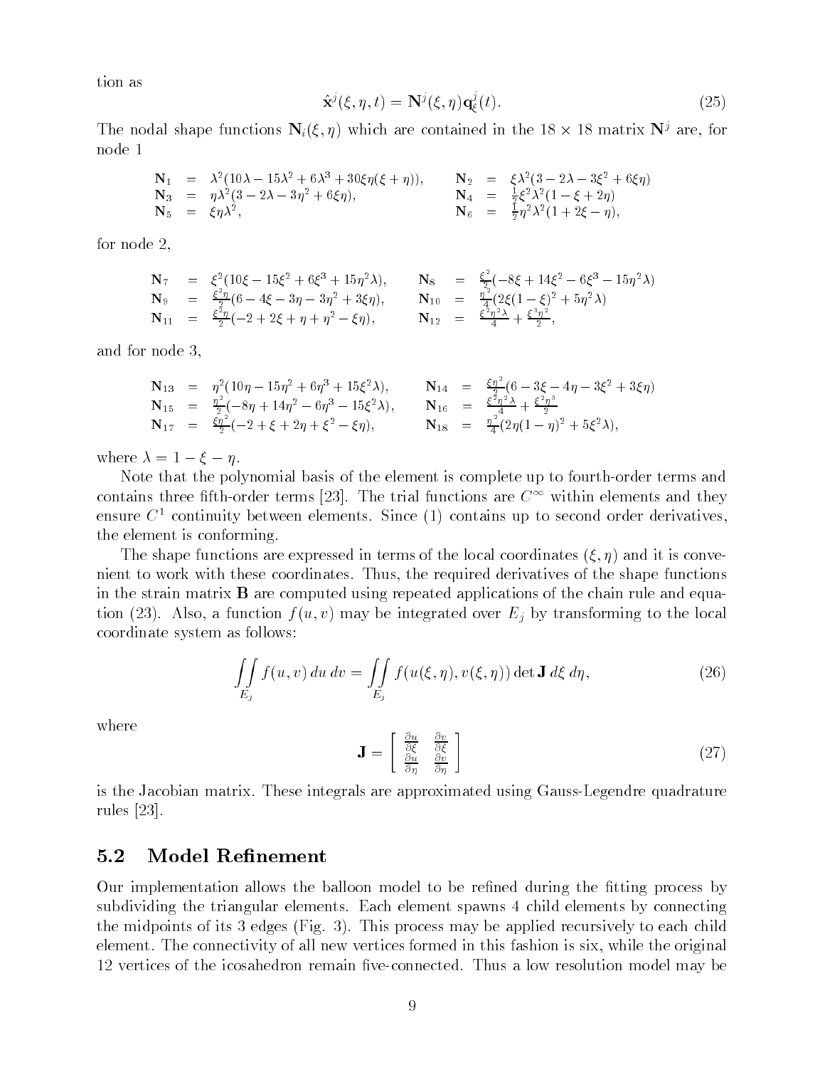tion as

$$\hat{\mathbf{x}}^j(\xi, \eta, t) = \mathbf{N}^j(\xi, \eta)\mathbf{q}_\xi^j(t). \tag{25}$$

The nodal shape functions $\mathbf{N}_i(\xi, \eta)$ which are contained in the $18 \times 18$ matrix $\mathbf{N}^j$ are, for node 1

$$
\begin{aligned}
\mathbf{N}_1 &= \lambda^2(10\lambda - 15\lambda^2 + 6\lambda^3 + 30\xi\eta(\xi + \eta)), & \mathbf{N}_2 &= \xi\lambda^2(3 - 2\lambda - 3\xi^2 + 6\xi\eta) \\
\mathbf{N}_3 &= \eta\lambda^2(3 - 2\lambda - 3\eta^2 + 6\xi\eta), & \mathbf{N}_4 &= \tfrac{1}{2}\xi^2\lambda^2(1 - \xi + 2\eta) \\
\mathbf{N}_5 &= \xi\eta\lambda^2, & \mathbf{N}_6 &= \tfrac{1}{2}\eta^2\lambda^2(1 + 2\xi - \eta),
\end{aligned}
$$

for node 2,

$$
\begin{aligned}
\mathbf{N}_7 &= \xi^2(10\xi - 15\xi^2 + 6\xi^3 + 15\eta^2\lambda), & \mathbf{N}_8 &= \tfrac{\xi^2}{2}(-8\xi + 14\xi^2 - 6\xi^3 - 15\eta^2\lambda) \\
\mathbf{N}_9 &= \tfrac{\xi^2\eta}{2}(6 - 4\xi - 3\eta - 3\eta^2 + 3\xi\eta), & \mathbf{N}_{10} &= \tfrac{\eta^2}{4}(2\xi(1 - \xi)^2 + 5\eta^2\lambda) \\
\mathbf{N}_{11} &= \tfrac{\xi^2\eta}{2}(-2 + 2\xi + \eta + \eta^2 - \xi\eta), & \mathbf{N}_{12} &= \tfrac{\xi^2\eta^2\lambda}{4} + \tfrac{\xi^3\eta^2}{2},
\end{aligned}
$$

and for node 3,

$$
\begin{aligned}
\mathbf{N}_{13} &= \eta^2(10\eta - 15\eta^2 + 6\eta^3 + 15\xi^2\lambda), & \mathbf{N}_{14} &= \tfrac{\xi\eta^2}{2}(6 - 3\xi - 4\eta - 3\xi^2 + 3\xi\eta) \\
\mathbf{N}_{15} &= \tfrac{\eta^2}{2}(-8\eta + 14\eta^2 - 6\eta^3 - 15\xi^2\lambda), & \mathbf{N}_{16} &= \tfrac{\xi^2\eta^2\lambda}{4} + \tfrac{\xi^2\eta^3}{2} \\
\mathbf{N}_{17} &= \tfrac{\xi\eta^2}{2}(-2 + \xi + 2\eta + \xi^2 - \xi\eta), & \mathbf{N}_{18} &= \tfrac{\eta^2}{4}(2\eta(1 - \eta)^2 + 5\xi^2\lambda),
\end{aligned}
$$

where $\lambda = 1 - \xi - \eta$.

Note that the polynomial basis of the element is complete up to fourth-order terms and contains three fifth-order terms [23]. The trial functions are $C^\infty$ within elements and they ensure $C^1$ continuity between elements. Since (1) contains up to second order derivatives, the element is conforming.

The shape functions are expressed in terms of the local coordinates $(\xi, \eta)$ and it is convenient to work with these coordinates. Thus, the required derivatives of the shape functions in the strain matrix $\mathbf{B}$ are computed using repeated applications of the chain rule and equation (23). Also, a function $f(u, v)$ may be integrated over $E_j$ by transforming to the local coordinate system as follows:

$$\iint_{E_j} f(u, v)\, du\, dv = \iint_{E_j} f(u(\xi, \eta), v(\xi, \eta)) \det \mathbf{J}\, d\xi\, d\eta, \tag{26}$$

where

$$\mathbf{J} = \begin{bmatrix} \frac{\partial u}{\partial \xi} & \frac{\partial v}{\partial \xi} \\ \frac{\partial u}{\partial \eta} & \frac{\partial v}{\partial \eta} \end{bmatrix} \tag{27}$$

is the Jacobian matrix. These integrals are approximated using Gauss-Legendre quadrature rules [23].

## 5.2 Model Refinement

Our implementation allows the balloon model to be refined during the fitting process by subdividing the triangular elements. Each element spawns 4 child elements by connecting the midpoints of its 3 edges (Fig. 3). This process may be applied recursively to each child element. The connectivity of all new vertices formed in this fashion is six, while the original 12 vertices of the icosahedron remain five-connected. Thus a low resolution model may be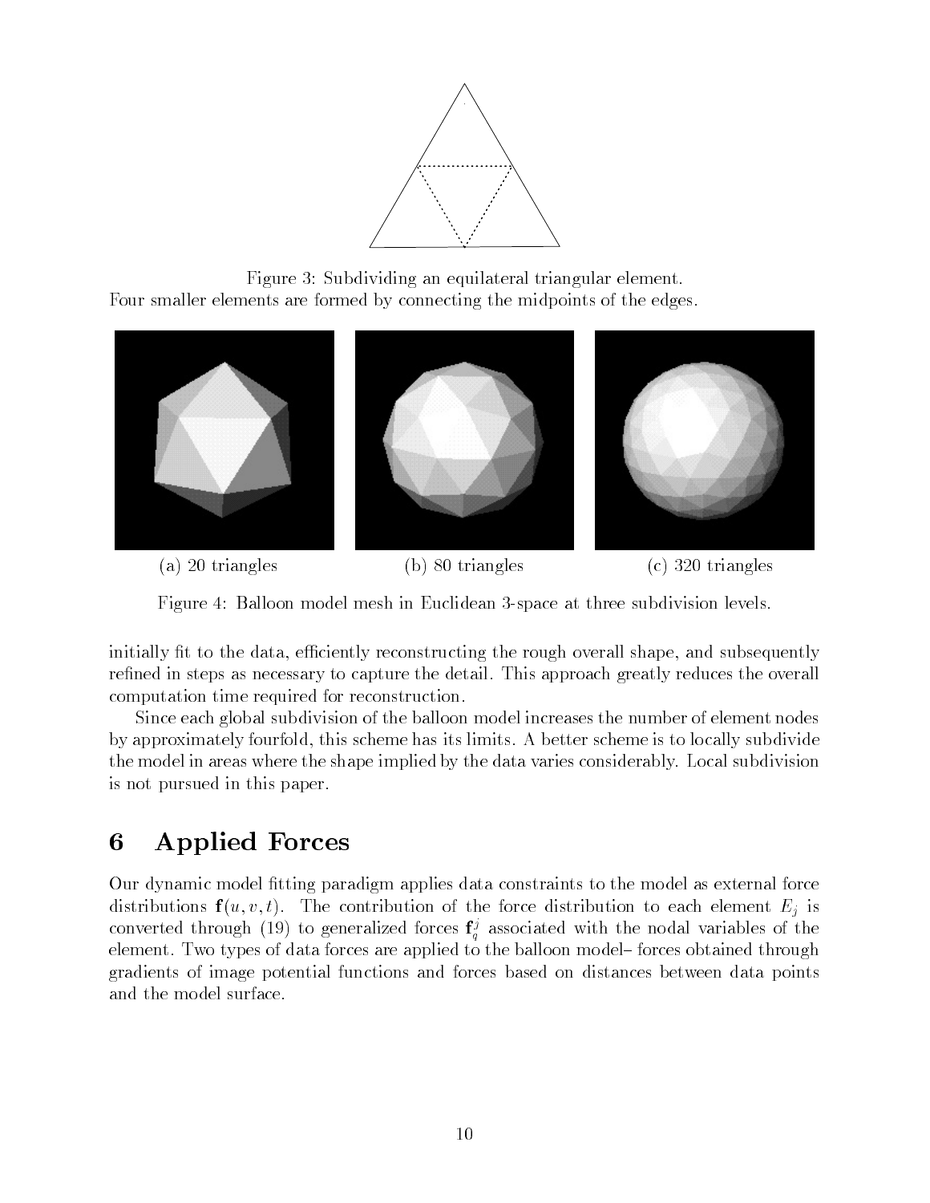Figure 3: Subdividing an equilateral triangular element.
Four smaller elements are formed by connecting the midpoints of the edges.

(a) 20 triangles

(b) 80 triangles

(c) 320 triangles

Figure 4: Balloon model mesh in Euclidean 3-space at three subdivision levels.

initially fit to the data, efficiently reconstructing the rough overall shape, and subsequently refined in steps as necessary to capture the detail. This approach greatly reduces the overall computation time required for reconstruction.

Since each global subdivision of the balloon model increases the number of element nodes by approximately fourfold, this scheme has its limits. A better scheme is to locally subdivide the model in areas where the shape implied by the data varies considerably. Local subdivision is not pursued in this paper.

# 6 Applied Forces

Our dynamic model fitting paradigm applies data constraints to the model as external force distributions $\mathbf{f}(u, v, t)$. The contribution of the force distribution to each element $E_j$ is converted through (19) to generalized forces $\mathbf{f}_q^j$ associated with the nodal variables of the element. Two types of data forces are applied to the balloon model– forces obtained through gradients of image potential functions and forces based on distances between data points and the model surface.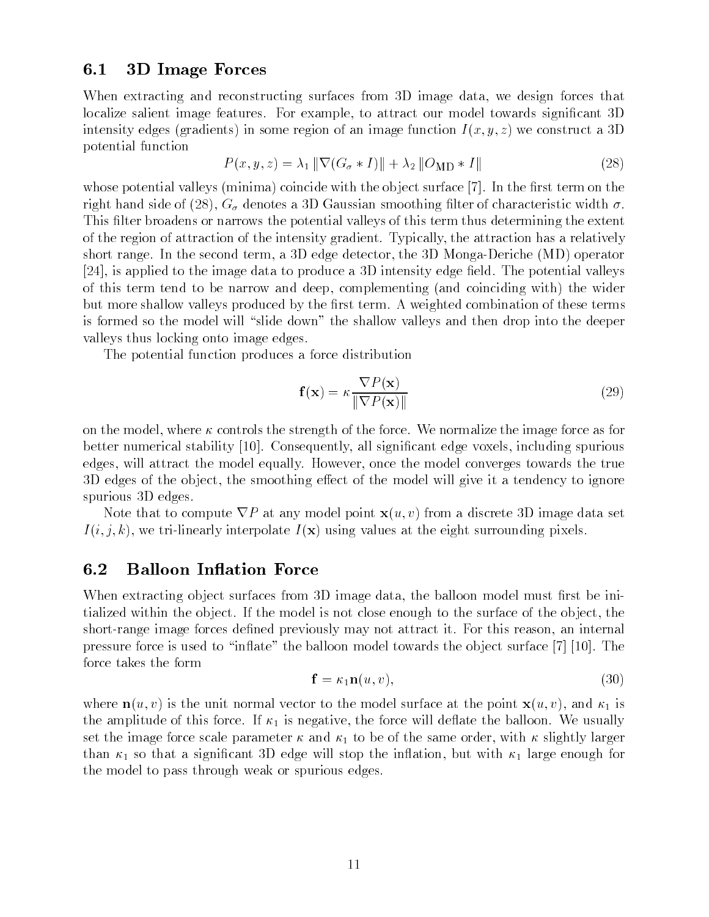### 6.1 3D Image Forces

When extracting and reconstructing surfaces from 3D image data, we design forces that localize salient image features. For example, to attract our model towards significant 3D intensity edges (gradients) in some region of an image function $I(x, y, z)$ we construct a 3D potential function

$$P(x, y, z) = \lambda_1 \|\nabla(G_\sigma * I)\| + \lambda_2 \|O_{\mathrm{MD}} * I\| \tag{28}$$

whose potential valleys (minima) coincide with the object surface [7]. In the first term on the right hand side of (28), $G_\sigma$ denotes a 3D Gaussian smoothing filter of characteristic width $\sigma$. This filter broadens or narrows the potential valleys of this term thus determining the extent of the region of attraction of the intensity gradient. Typically, the attraction has a relatively short range. In the second term, a 3D edge detector, the 3D Monga-Deriche (MD) operator [24], is applied to the image data to produce a 3D intensity edge field. The potential valleys of this term tend to be narrow and deep, complementing (and coinciding with) the wider but more shallow valleys produced by the first term. A weighted combination of these terms is formed so the model will "slide down" the shallow valleys and then drop into the deeper valleys thus locking onto image edges.

The potential function produces a force distribution

$$\mathbf{f}(\mathbf{x}) = \kappa \frac{\nabla P(\mathbf{x})}{\|\nabla P(\mathbf{x})\|} \tag{29}$$

on the model, where $\kappa$ controls the strength of the force. We normalize the image force as for better numerical stability [10]. Consequently, all significant edge voxels, including spurious edges, will attract the model equally. However, once the model converges towards the true 3D edges of the object, the smoothing effect of the model will give it a tendency to ignore spurious 3D edges.

Note that to compute $\nabla P$ at any model point $\mathbf{x}(u, v)$ from a discrete 3D image data set $I(i, j, k)$, we tri-linearly interpolate $I(\mathbf{x})$ using values at the eight surrounding pixels.

### 6.2 Balloon Inflation Force

When extracting object surfaces from 3D image data, the balloon model must first be initialized within the object. If the model is not close enough to the surface of the object, the short-range image forces defined previously may not attract it. For this reason, an internal pressure force is used to "inflate" the balloon model towards the object surface [7] [10]. The force takes the form

$$\mathbf{f} = \kappa_1 \mathbf{n}(u, v), \tag{30}$$

where $\mathbf{n}(u, v)$ is the unit normal vector to the model surface at the point $\mathbf{x}(u, v)$, and $\kappa_1$ is the amplitude of this force. If $\kappa_1$ is negative, the force will deflate the balloon. We usually set the image force scale parameter $\kappa$ and $\kappa_1$ to be of the same order, with $\kappa$ slightly larger than $\kappa_1$ so that a significant 3D edge will stop the inflation, but with $\kappa_1$ large enough for the model to pass through weak or spurious edges.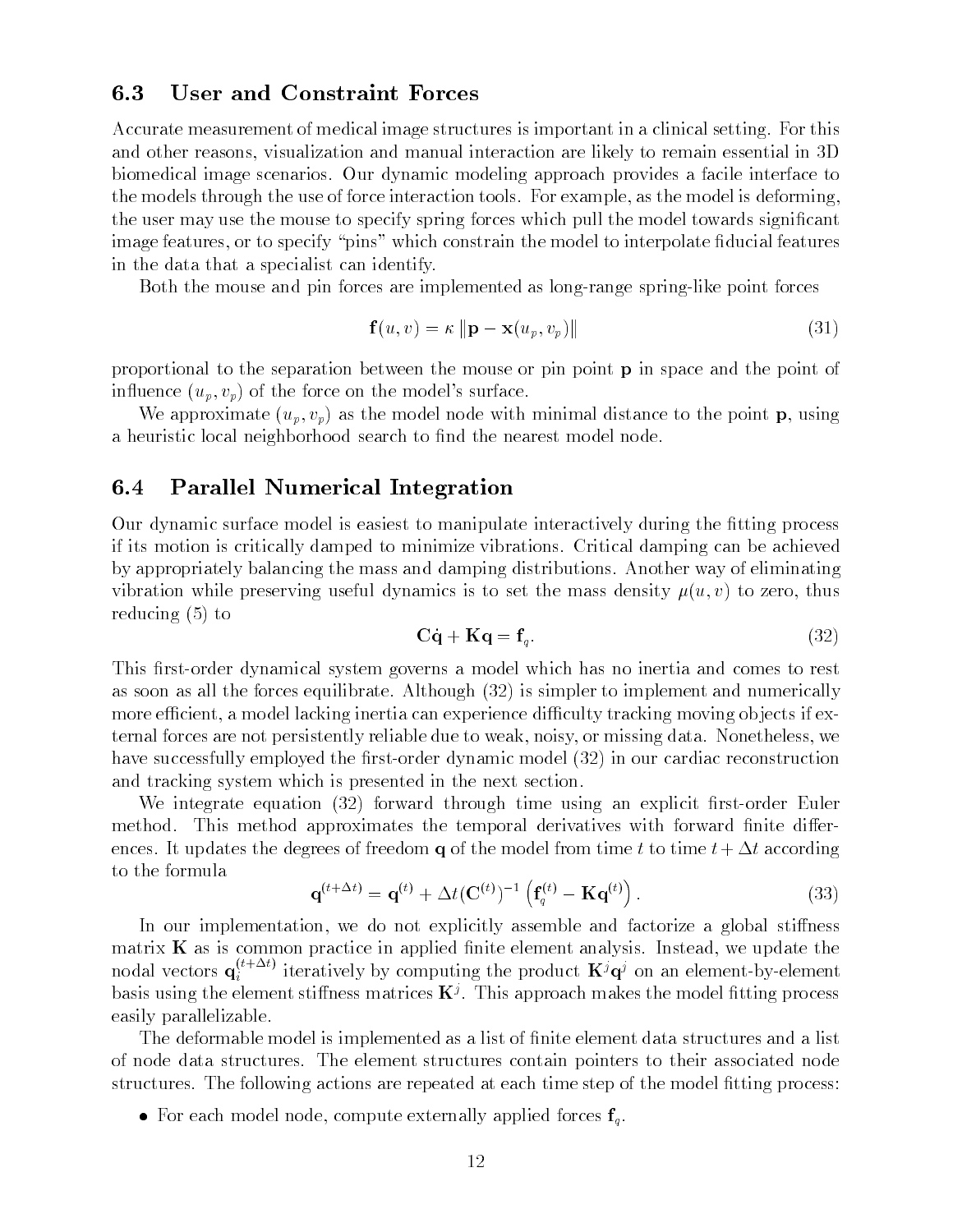### 6.3 User and Constraint Forces

Accurate measurement of medical image structures is important in a clinical setting. For this and other reasons, visualization and manual interaction are likely to remain essential in 3D biomedical image scenarios. Our dynamic modeling approach provides a facile interface to the models through the use of force interaction tools. For example, as the model is deforming, the user may use the mouse to specify spring forces which pull the model towards significant image features, or to specify "pins" which constrain the model to interpolate fiducial features in the data that a specialist can identify.

Both the mouse and pin forces are implemented as long-range spring-like point forces

$$\mathbf{f}(u, v) = \kappa \left\| \mathbf{p} - \mathbf{x}(u_p, v_p) \right\| \tag{31}$$

proportional to the separation between the mouse or pin point $\mathbf{p}$ in space and the point of influence $(u_p, v_p)$ of the force on the model's surface.

We approximate $(u_p, v_p)$ as the model node with minimal distance to the point $\mathbf{p}$, using a heuristic local neighborhood search to find the nearest model node.

### 6.4 Parallel Numerical Integration

Our dynamic surface model is easiest to manipulate interactively during the fitting process if its motion is critically damped to minimize vibrations. Critical damping can be achieved by appropriately balancing the mass and damping distributions. Another way of eliminating vibration while preserving useful dynamics is to set the mass density $\mu(u, v)$ to zero, thus reducing (5) to

$$\mathbf{C}\dot{\mathbf{q}} + \mathbf{K}\mathbf{q} = \mathbf{f}_q. \tag{32}$$

This first-order dynamical system governs a model which has no inertia and comes to rest as soon as all the forces equilibrate. Although (32) is simpler to implement and numerically more efficient, a model lacking inertia can experience difficulty tracking moving objects if external forces are not persistently reliable due to weak, noisy, or missing data. Nonetheless, we have successfully employed the first-order dynamic model (32) in our cardiac reconstruction and tracking system which is presented in the next section.

We integrate equation (32) forward through time using an explicit first-order Euler method. This method approximates the temporal derivatives with forward finite differences. It updates the degrees of freedom $\mathbf{q}$ of the model from time $t$ to time $t + \Delta t$ according to the formula

$$\mathbf{q}^{(t+\Delta t)} = \mathbf{q}^{(t)} + \Delta t (\mathbf{C}^{(t)})^{-1} \left( \mathbf{f}_q^{(t)} - \mathbf{K}\mathbf{q}^{(t)} \right). \tag{33}$$

In our implementation, we do not explicitly assemble and factorize a global stiffness matrix $\mathbf{K}$ as is common practice in applied finite element analysis. Instead, we update the nodal vectors $\mathbf{q}_i^{(t+\Delta t)}$ iteratively by computing the product $\mathbf{K}^j \mathbf{q}^j$ on an element-by-element basis using the element stiffness matrices $\mathbf{K}^j$. This approach makes the model fitting process easily parallelizable.

The deformable model is implemented as a list of finite element data structures and a list of node data structures. The element structures contain pointers to their associated node structures. The following actions are repeated at each time step of the model fitting process:

- For each model node, compute externally applied forces $\mathbf{f}_q$.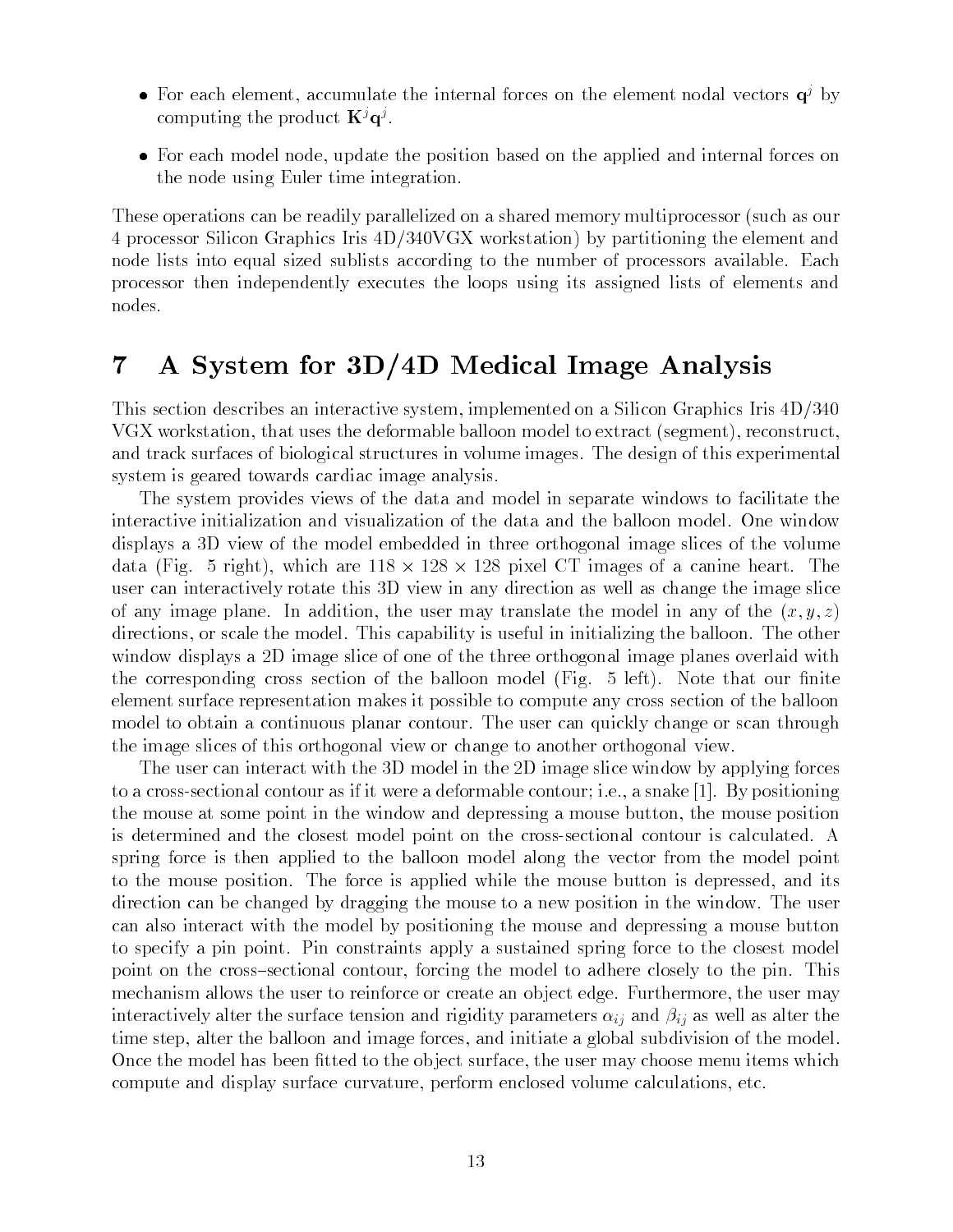- For each element, accumulate the internal forces on the element nodal vectors $\mathbf{q}^j$ by computing the product $\mathbf{K}^j\mathbf{q}^j$.
- For each model node, update the position based on the applied and internal forces on the node using Euler time integration.

These operations can be readily parallelized on a shared memory multiprocessor (such as our 4 processor Silicon Graphics Iris 4D/340VGX workstation) by partitioning the element and node lists into equal sized sublists according to the number of processors available. Each processor then independently executes the loops using its assigned lists of elements and nodes.

# 7 A System for 3D/4D Medical Image Analysis

This section describes an interactive system, implemented on a Silicon Graphics Iris 4D/340 VGX workstation, that uses the deformable balloon model to extract (segment), reconstruct, and track surfaces of biological structures in volume images. The design of this experimental system is geared towards cardiac image analysis.

The system provides views of the data and model in separate windows to facilitate the interactive initialization and visualization of the data and the balloon model. One window displays a 3D view of the model embedded in three orthogonal image slices of the volume data (Fig. 5 right), which are $118 \times 128 \times 128$ pixel CT images of a canine heart. The user can interactively rotate this 3D view in any direction as well as change the image slice of any image plane. In addition, the user may translate the model in any of the $(x, y, z)$ directions, or scale the model. This capability is useful in initializing the balloon. The other window displays a 2D image slice of one of the three orthogonal image planes overlaid with the corresponding cross section of the balloon model (Fig. 5 left). Note that our finite element surface representation makes it possible to compute any cross section of the balloon model to obtain a continuous planar contour. The user can quickly change or scan through the image slices of this orthogonal view or change to another orthogonal view.

The user can interact with the 3D model in the 2D image slice window by applying forces to a cross-sectional contour as if it were a deformable contour; i.e., a snake [1]. By positioning the mouse at some point in the window and depressing a mouse button, the mouse position is determined and the closest model point on the cross-sectional contour is calculated. A spring force is then applied to the balloon model along the vector from the model point to the mouse position. The force is applied while the mouse button is depressed, and its direction can be changed by dragging the mouse to a new position in the window. The user can also interact with the model by positioning the mouse and depressing a mouse button to specify a pin point. Pin constraints apply a sustained spring force to the closest model point on the cross–sectional contour, forcing the model to adhere closely to the pin. This mechanism allows the user to reinforce or create an object edge. Furthermore, the user may interactively alter the surface tension and rigidity parameters $\alpha_{ij}$ and $\beta_{ij}$ as well as alter the time step, alter the balloon and image forces, and initiate a global subdivision of the model. Once the model has been fitted to the object surface, the user may choose menu items which compute and display surface curvature, perform enclosed volume calculations, etc.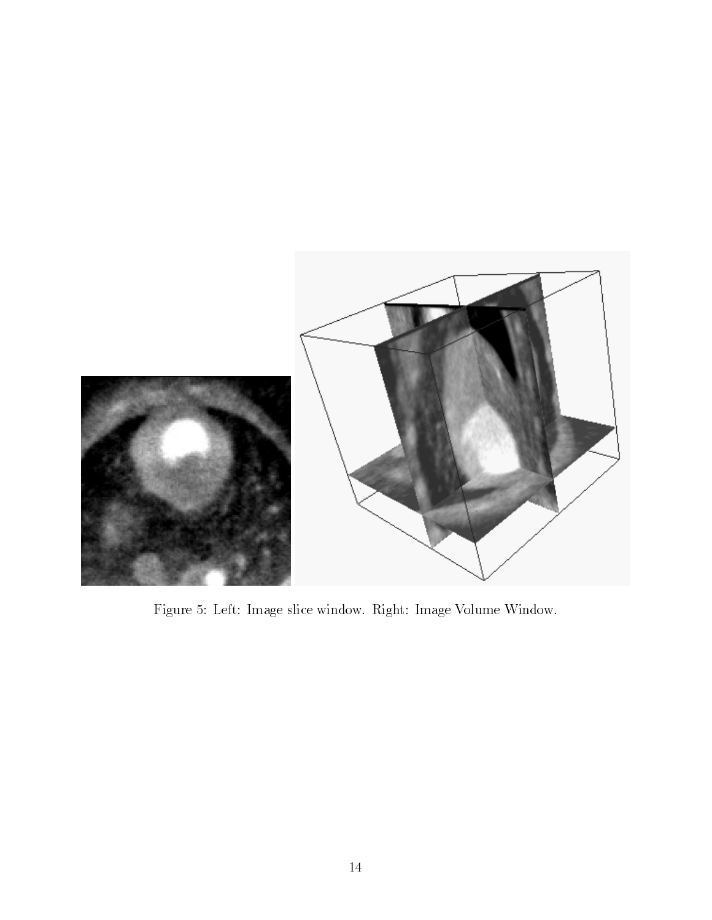Figure 5: Left: Image slice window. Right: Image Volume Window.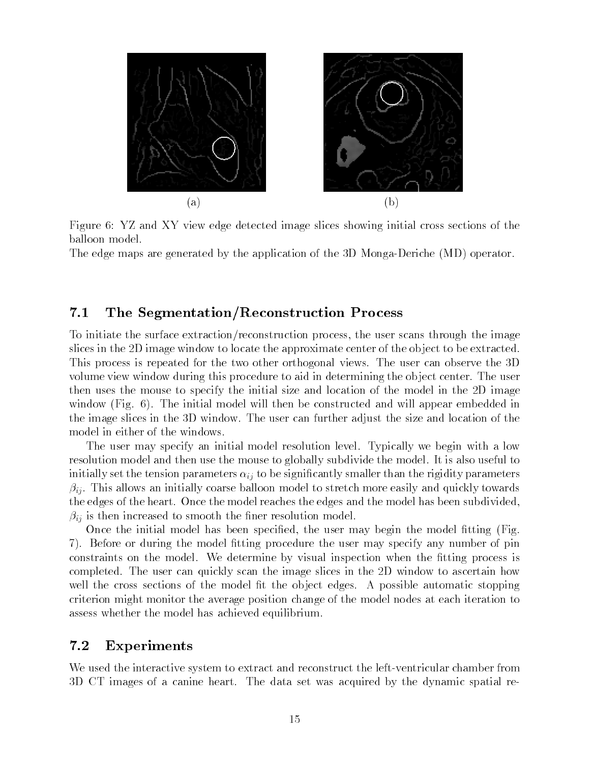(a) (b)

Figure 6: YZ and XY view edge detected image slices showing initial cross sections of the balloon model.
The edge maps are generated by the application of the 3D Monga-Deriche (MD) operator.

## 7.1 The Segmentation/Reconstruction Process

To initiate the surface extraction/reconstruction process, the user scans through the image slices in the 2D image window to locate the approximate center of the object to be extracted. This process is repeated for the two other orthogonal views. The user can observe the 3D volume view window during this procedure to aid in determining the object center. The user then uses the mouse to specify the initial size and location of the model in the 2D image window (Fig. 6). The initial model will then be constructed and will appear embedded in the image slices in the 3D window. The user can further adjust the size and location of the model in either of the windows.

The user may specify an initial model resolution level. Typically we begin with a low resolution model and then use the mouse to globally subdivide the model. It is also useful to initially set the tension parameters $\alpha_{ij}$ to be significantly smaller than the rigidity parameters $\beta_{ij}$. This allows an initially coarse balloon model to stretch more easily and quickly towards the edges of the heart. Once the model reaches the edges and the model has been subdivided, $\beta_{ij}$ is then increased to smooth the finer resolution model.

Once the initial model has been specified, the user may begin the model fitting (Fig. 7). Before or during the model fitting procedure the user may specify any number of pin constraints on the model. We determine by visual inspection when the fitting process is completed. The user can quickly scan the image slices in the 2D window to ascertain how well the cross sections of the model fit the object edges. A possible automatic stopping criterion might monitor the average position change of the model nodes at each iteration to assess whether the model has achieved equilibrium.

## 7.2 Experiments

We used the interactive system to extract and reconstruct the left-ventricular chamber from 3D CT images of a canine heart. The data set was acquired by the dynamic spatial re-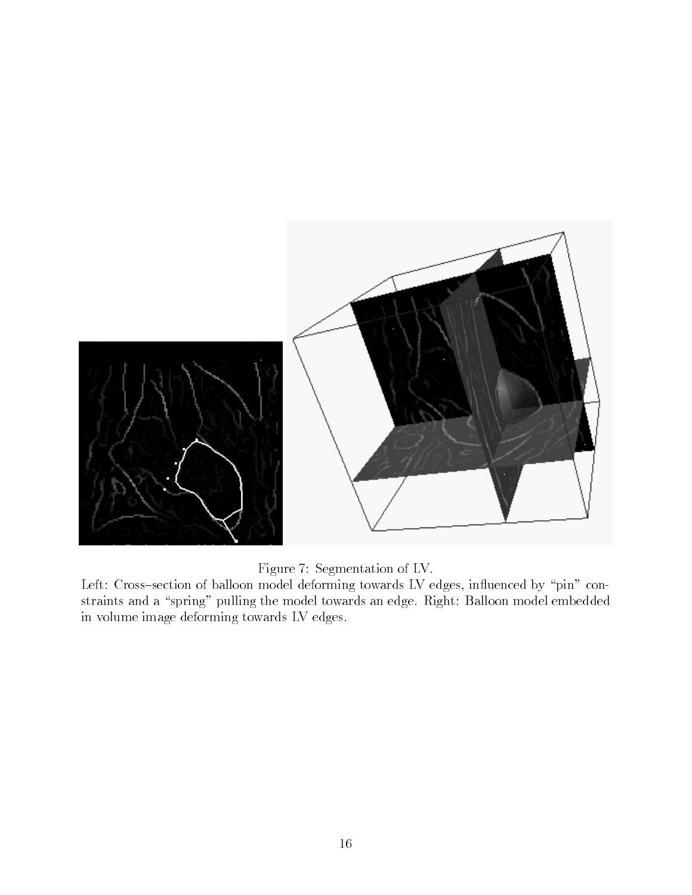Figure 7: Segmentation of LV.

Left: Cross–section of balloon model deforming towards LV edges, influenced by "pin" constraints and a "spring" pulling the model towards an edge. Right: Balloon model embedded in volume image deforming towards LV edges.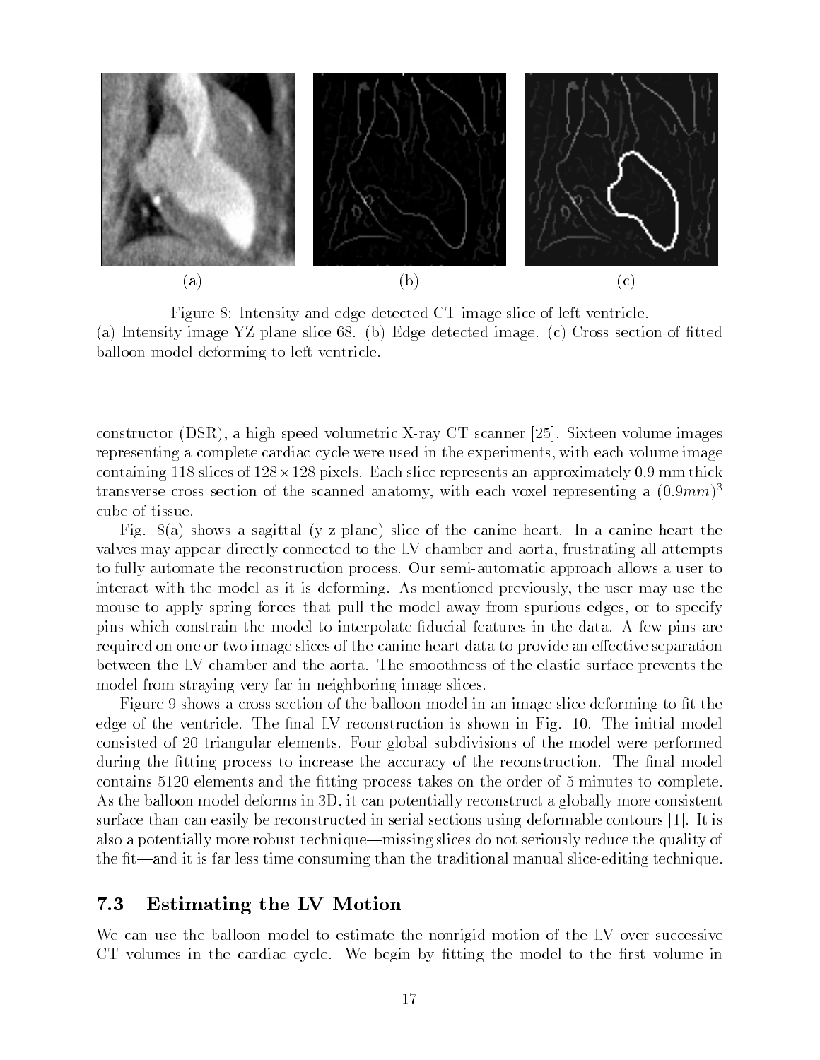(a) (b) (c)

Figure 8: Intensity and edge detected CT image slice of left ventricle.
(a) Intensity image YZ plane slice 68. (b) Edge detected image. (c) Cross section of fitted balloon model deforming to left ventricle.

constructor (DSR), a high speed volumetric X-ray CT scanner [25]. Sixteen volume images representing a complete cardiac cycle were used in the experiments, with each volume image containing 118 slices of $128 \times 128$ pixels. Each slice represents an approximately 0.9 mm thick transverse cross section of the scanned anatomy, with each voxel representing a $(0.9mm)^3$ cube of tissue.

Fig. 8(a) shows a sagittal (y-z plane) slice of the canine heart. In a canine heart the valves may appear directly connected to the LV chamber and aorta, frustrating all attempts to fully automate the reconstruction process. Our semi-automatic approach allows a user to interact with the model as it is deforming. As mentioned previously, the user may use the mouse to apply spring forces that pull the model away from spurious edges, or to specify pins which constrain the model to interpolate fiducial features in the data. A few pins are required on one or two image slices of the canine heart data to provide an effective separation between the LV chamber and the aorta. The smoothness of the elastic surface prevents the model from straying very far in neighboring image slices.

Figure 9 shows a cross section of the balloon model in an image slice deforming to fit the edge of the ventricle. The final LV reconstruction is shown in Fig. 10. The initial model consisted of 20 triangular elements. Four global subdivisions of the model were performed during the fitting process to increase the accuracy of the reconstruction. The final model contains 5120 elements and the fitting process takes on the order of 5 minutes to complete. As the balloon model deforms in 3D, it can potentially reconstruct a globally more consistent surface than can easily be reconstructed in serial sections using deformable contours [1]. It is also a potentially more robust technique—missing slices do not seriously reduce the quality of the fit—and it is far less time consuming than the traditional manual slice-editing technique.

## 7.3 Estimating the LV Motion

We can use the balloon model to estimate the nonrigid motion of the LV over successive CT volumes in the cardiac cycle. We begin by fitting the model to the first volume in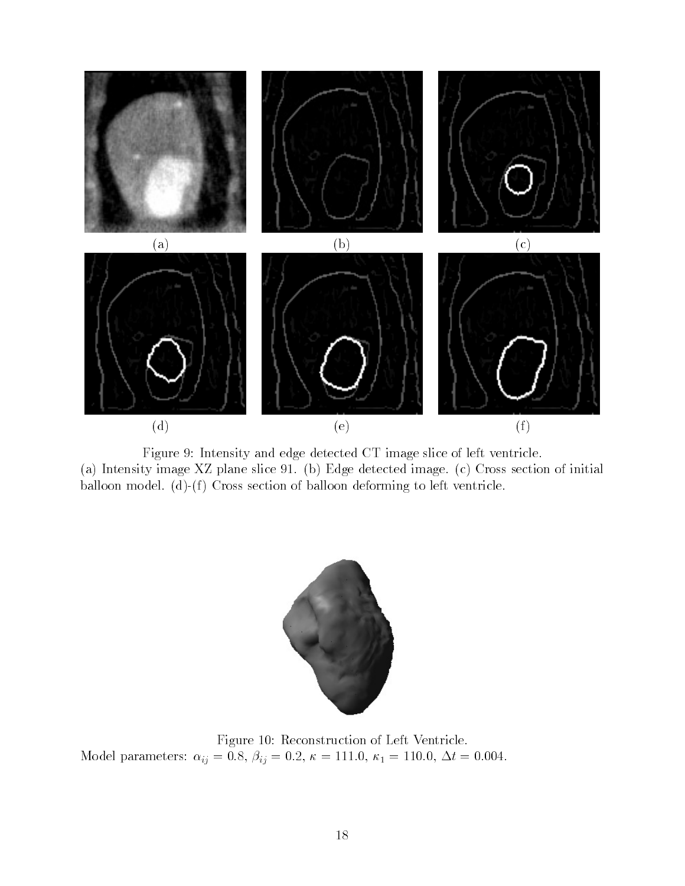Figure 9: Intensity and edge detected CT image slice of left ventricle.
(a) Intensity image XZ plane slice 91. (b) Edge detected image. (c) Cross section of initial balloon model. (d)-(f) Cross section of balloon deforming to left ventricle.

Figure 10: Reconstruction of Left Ventricle.
Model parameters: $\alpha_{ij} = 0.8$, $\beta_{ij} = 0.2$, $\kappa = 111.0$, $\kappa_1 = 110.0$, $\Delta t = 0.004$.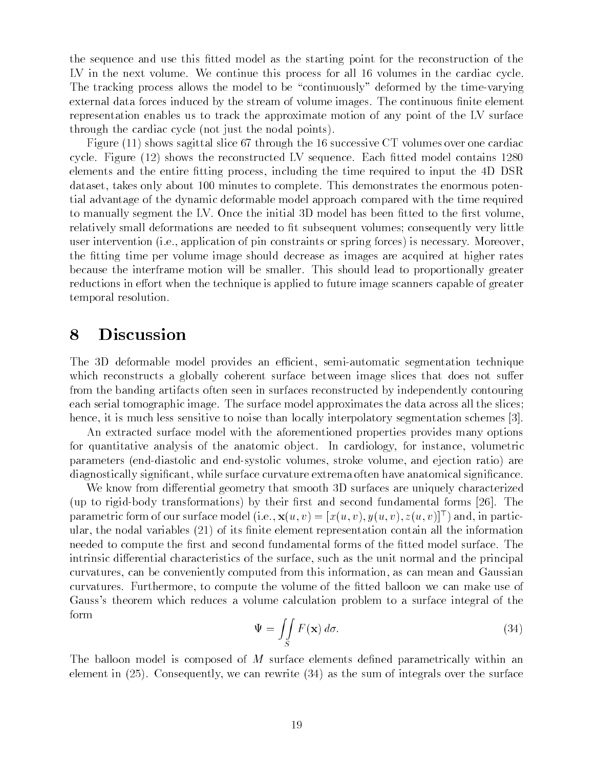the sequence and use this fitted model as the starting point for the reconstruction of the LV in the next volume. We continue this process for all 16 volumes in the cardiac cycle. The tracking process allows the model to be "continuously" deformed by the time-varying external data forces induced by the stream of volume images. The continuous finite element representation enables us to track the approximate motion of any point of the LV surface through the cardiac cycle (not just the nodal points).

Figure (11) shows sagittal slice 67 through the 16 successive CT volumes over one cardiac cycle. Figure (12) shows the reconstructed LV sequence. Each fitted model contains 1280 elements and the entire fitting process, including the time required to input the 4D DSR dataset, takes only about 100 minutes to complete. This demonstrates the enormous potential advantage of the dynamic deformable model approach compared with the time required to manually segment the LV. Once the initial 3D model has been fitted to the first volume, relatively small deformations are needed to fit subsequent volumes; consequently very little user intervention (i.e., application of pin constraints or spring forces) is necessary. Moreover, the fitting time per volume image should decrease as images are acquired at higher rates because the interframe motion will be smaller. This should lead to proportionally greater reductions in effort when the technique is applied to future image scanners capable of greater temporal resolution.

# 8 Discussion

The 3D deformable model provides an efficient, semi-automatic segmentation technique which reconstructs a globally coherent surface between image slices that does not suffer from the banding artifacts often seen in surfaces reconstructed by independently contouring each serial tomographic image. The surface model approximates the data across all the slices; hence, it is much less sensitive to noise than locally interpolatory segmentation schemes [3].

An extracted surface model with the aforementioned properties provides many options for quantitative analysis of the anatomic object. In cardiology, for instance, volumetric parameters (end-diastolic and end-systolic volumes, stroke volume, and ejection ratio) are diagnostically significant, while surface curvature extrema often have anatomical significance.

We know from differential geometry that smooth 3D surfaces are uniquely characterized (up to rigid-body transformations) by their first and second fundamental forms [26]. The parametric form of our surface model (i.e., $\mathbf{x}(u,v) = [x(u,v), y(u,v), z(u,v)]^\top$) and, in particular, the nodal variables (21) of its finite element representation contain all the information needed to compute the first and second fundamental forms of the fitted model surface. The intrinsic differential characteristics of the surface, such as the unit normal and the principal curvatures, can be conveniently computed from this information, as can mean and Gaussian curvatures. Furthermore, to compute the volume of the fitted balloon we can make use of Gauss's theorem which reduces a volume calculation problem to a surface integral of the form

$$\Psi = \iint_S F(\mathbf{x})\, d\sigma. \tag{34}$$

The balloon model is composed of $M$ surface elements defined parametrically within an element in (25). Consequently, we can rewrite (34) as the sum of integrals over the surface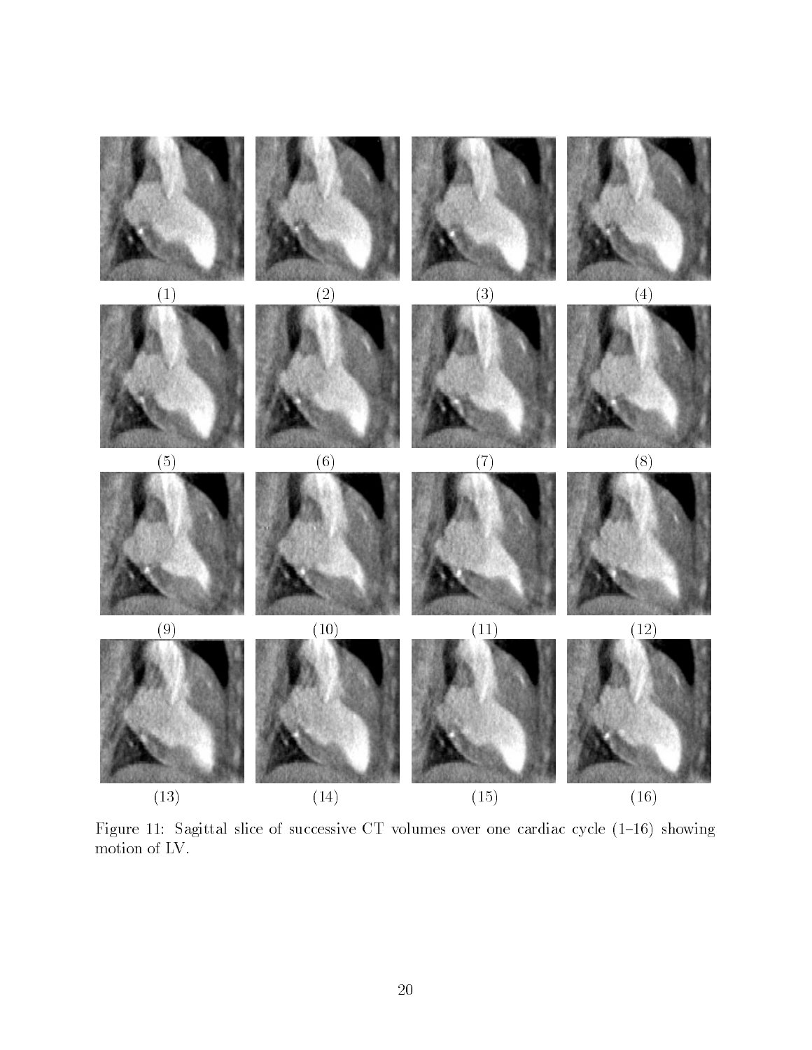(1) (2) (3) (4)

(5) (6) (7) (8)

(9) (10) (11) (12)

(13) (14) (15) (16)

Figure 11: Sagittal slice of successive CT volumes over one cardiac cycle (1–16) showing motion of LV.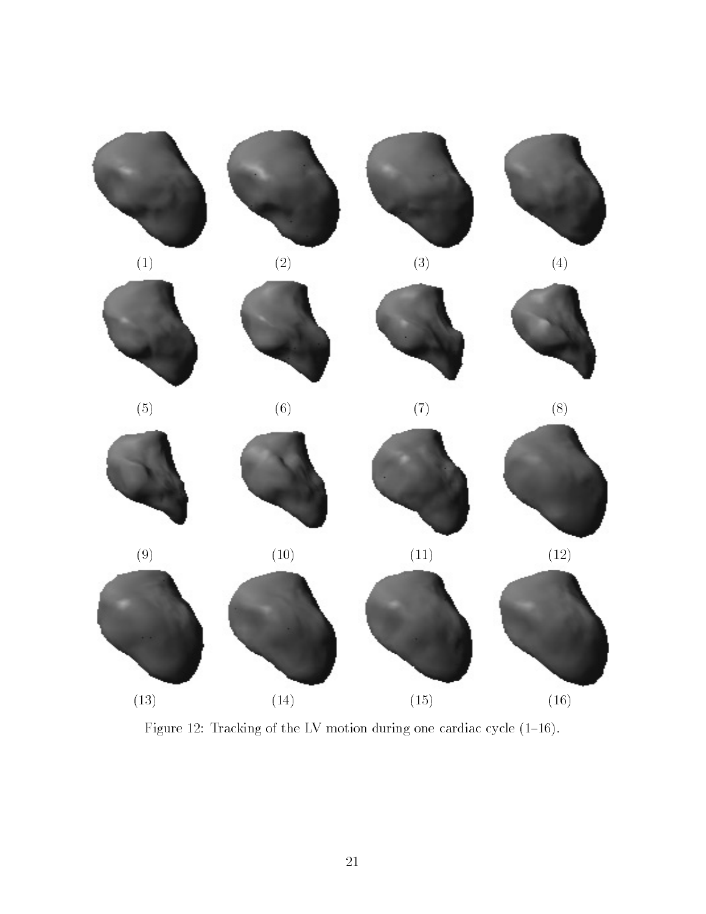(1) (2) (3) (4)

(5) (6) (7) (8)

(9) (10) (11) (12)

(13) (14) (15) (16)

Figure 12: Tracking of the LV motion during one cardiac cycle (1–16).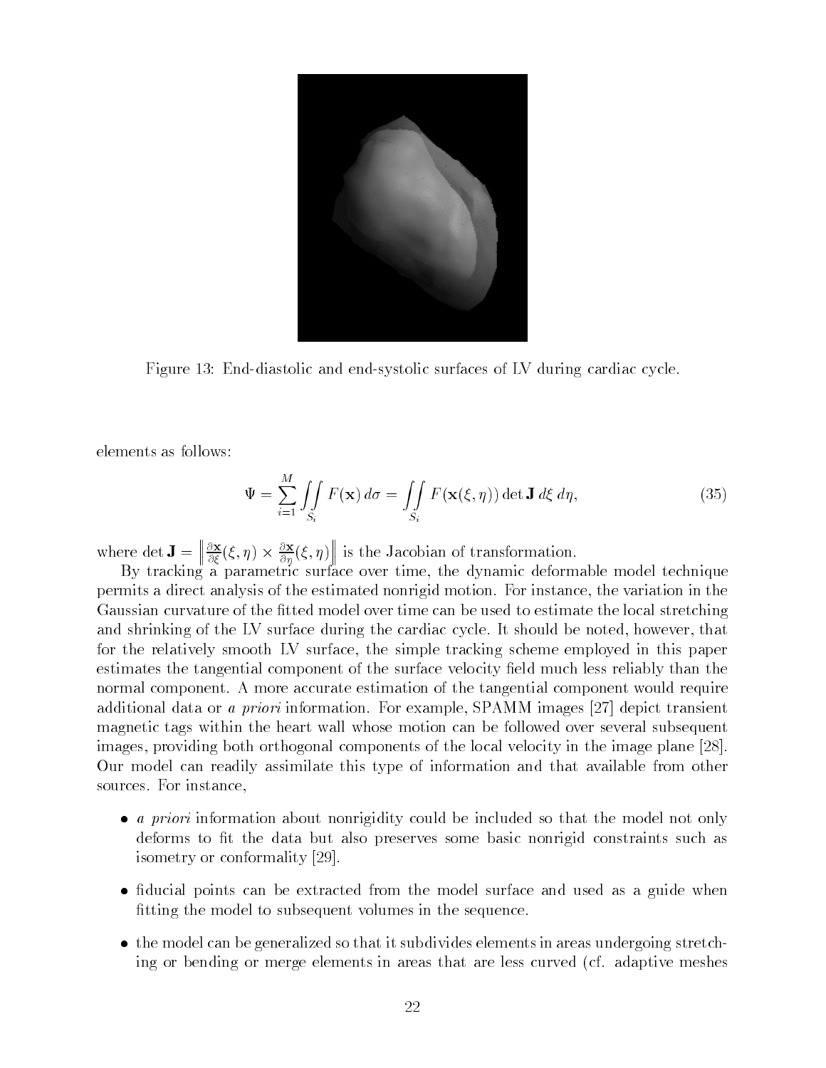Figure 13: End-diastolic and end-systolic surfaces of LV during cardiac cycle.

elements as follows:

$$\Psi = \sum_{i=1}^{M} \iint_{S_i} F(\mathbf{x})\, d\sigma = \iint_{S_i} F(\mathbf{x}(\xi, \eta)) \det \mathbf{J}\, d\xi\, d\eta, \tag{35}$$

where $\det \mathbf{J} = \left\| \frac{\partial \mathbf{x}}{\partial \xi}(\xi, \eta) \times \frac{\partial \mathbf{x}}{\partial \eta}(\xi, \eta) \right\|$ is the Jacobian of transformation.

By tracking a parametric surface over time, the dynamic deformable model technique permits a direct analysis of the estimated nonrigid motion. For instance, the variation in the Gaussian curvature of the fitted model over time can be used to estimate the local stretching and shrinking of the LV surface during the cardiac cycle. It should be noted, however, that for the relatively smooth LV surface, the simple tracking scheme employed in this paper estimates the tangential component of the surface velocity field much less reliably than the normal component. A more accurate estimation of the tangential component would require additional data or *a priori* information. For example, SPAMM images [27] depict transient magnetic tags within the heart wall whose motion can be followed over several subsequent images, providing both orthogonal components of the local velocity in the image plane [28]. Our model can readily assimilate this type of information and that available from other sources. For instance,

- *a priori* information about nonrigidity could be included so that the model not only deforms to fit the data but also preserves some basic nonrigid constraints such as isometry or conformality [29].
- fiducial points can be extracted from the model surface and used as a guide when fitting the model to subsequent volumes in the sequence.
- the model can be generalized so that it subdivides elements in areas undergoing stretching or bending or merge elements in areas that are less curved (cf. adaptive meshes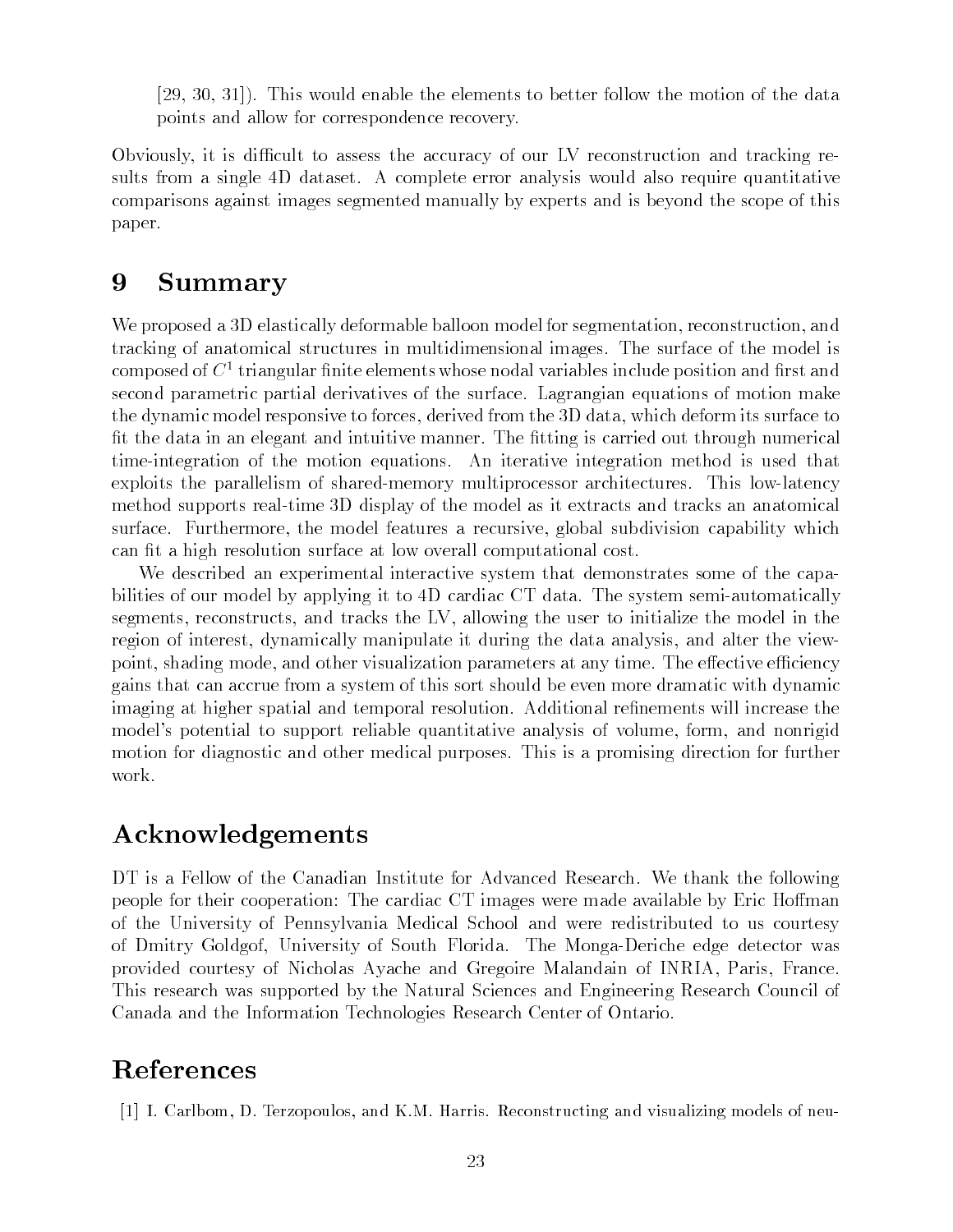[29, 30, 31]). This would enable the elements to better follow the motion of the data points and allow for correspondence recovery.

Obviously, it is difficult to assess the accuracy of our LV reconstruction and tracking results from a single 4D dataset. A complete error analysis would also require quantitative comparisons against images segmented manually by experts and is beyond the scope of this paper.

## 9 Summary

We proposed a 3D elastically deformable balloon model for segmentation, reconstruction, and tracking of anatomical structures in multidimensional images. The surface of the model is composed of $C^1$ triangular finite elements whose nodal variables include position and first and second parametric partial derivatives of the surface. Lagrangian equations of motion make the dynamic model responsive to forces, derived from the 3D data, which deform its surface to fit the data in an elegant and intuitive manner. The fitting is carried out through numerical time-integration of the motion equations. An iterative integration method is used that exploits the parallelism of shared-memory multiprocessor architectures. This low-latency method supports real-time 3D display of the model as it extracts and tracks an anatomical surface. Furthermore, the model features a recursive, global subdivision capability which can fit a high resolution surface at low overall computational cost.

We described an experimental interactive system that demonstrates some of the capabilities of our model by applying it to 4D cardiac CT data. The system semi-automatically segments, reconstructs, and tracks the LV, allowing the user to initialize the model in the region of interest, dynamically manipulate it during the data analysis, and alter the viewpoint, shading mode, and other visualization parameters at any time. The effective efficiency gains that can accrue from a system of this sort should be even more dramatic with dynamic imaging at higher spatial and temporal resolution. Additional refinements will increase the model's potential to support reliable quantitative analysis of volume, form, and nonrigid motion for diagnostic and other medical purposes. This is a promising direction for further work.

## Acknowledgements

DT is a Fellow of the Canadian Institute for Advanced Research. We thank the following people for their cooperation: The cardiac CT images were made available by Eric Hoffman of the University of Pennsylvania Medical School and were redistributed to us courtesy of Dmitry Goldgof, University of South Florida. The Monga-Deriche edge detector was provided courtesy of Nicholas Ayache and Gregoire Malandain of INRIA, Paris, France. This research was supported by the Natural Sciences and Engineering Research Council of Canada and the Information Technologies Research Center of Ontario.

## References

[1] I. Carlbom, D. Terzopoulos, and K.M. Harris. Reconstructing and visualizing models of neu-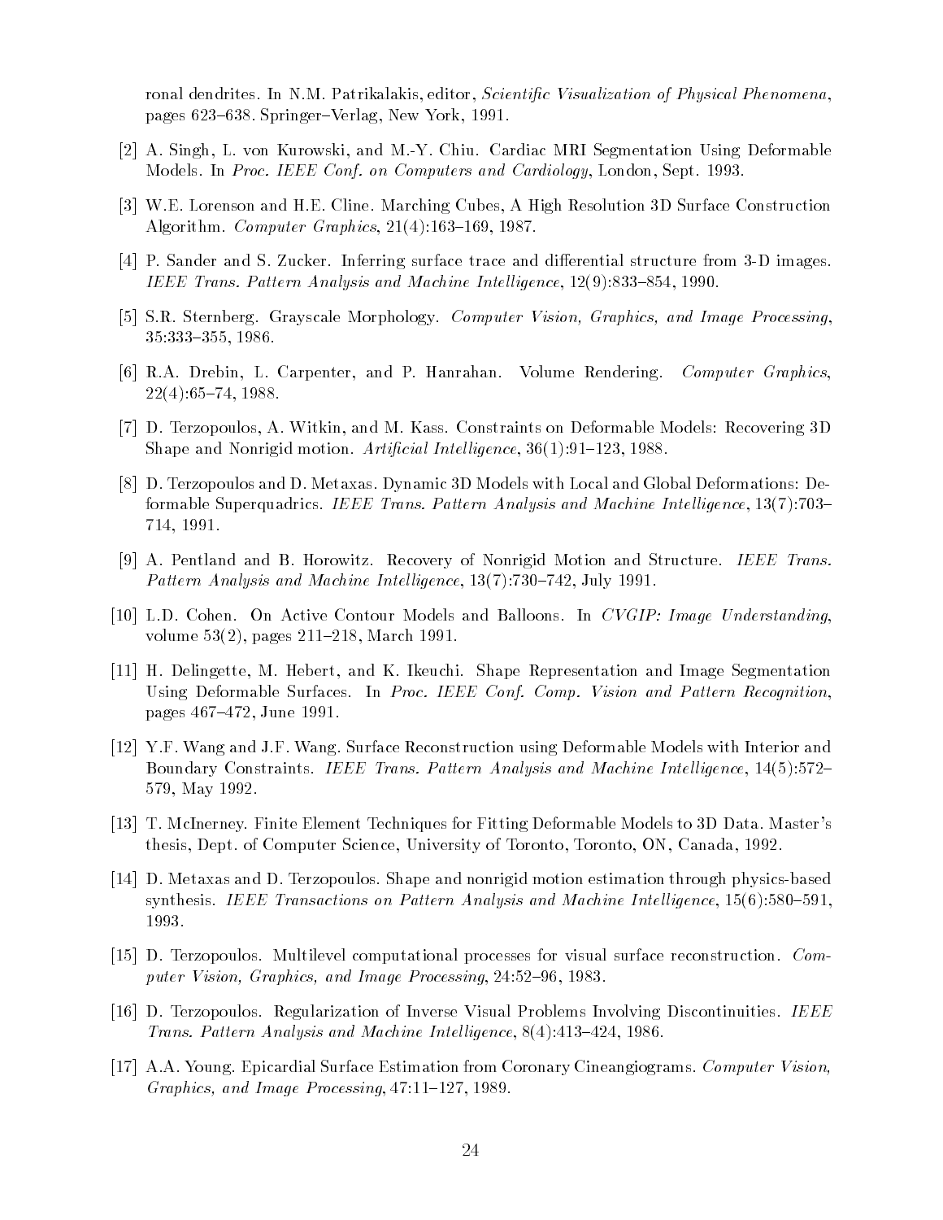ronal dendrites. In N.M. Patrikalakis, editor, *Scientific Visualization of Physical Phenomena*, pages 623–638. Springer–Verlag, New York, 1991.

[2] A. Singh, L. von Kurowski, and M.-Y. Chiu. Cardiac MRI Segmentation Using Deformable Models. In *Proc. IEEE Conf. on Computers and Cardiology*, London, Sept. 1993.

[3] W.E. Lorenson and H.E. Cline. Marching Cubes, A High Resolution 3D Surface Construction Algorithm. *Computer Graphics*, 21(4):163–169, 1987.

[4] P. Sander and S. Zucker. Inferring surface trace and differential structure from 3-D images. *IEEE Trans. Pattern Analysis and Machine Intelligence*, 12(9):833–854, 1990.

[5] S.R. Sternberg. Grayscale Morphology. *Computer Vision, Graphics, and Image Processing*, 35:333–355, 1986.

[6] R.A. Drebin, L. Carpenter, and P. Hanrahan. Volume Rendering. *Computer Graphics*, 22(4):65–74, 1988.

[7] D. Terzopoulos, A. Witkin, and M. Kass. Constraints on Deformable Models: Recovering 3D Shape and Nonrigid motion. *Artificial Intelligence*, 36(1):91–123, 1988.

[8] D. Terzopoulos and D. Metaxas. Dynamic 3D Models with Local and Global Deformations: Deformable Superquadrics. *IEEE Trans. Pattern Analysis and Machine Intelligence*, 13(7):703–714, 1991.

[9] A. Pentland and B. Horowitz. Recovery of Nonrigid Motion and Structure. *IEEE Trans. Pattern Analysis and Machine Intelligence*, 13(7):730–742, July 1991.

[10] L.D. Cohen. On Active Contour Models and Balloons. In *CVGIP: Image Understanding*, volume 53(2), pages 211–218, March 1991.

[11] H. Delingette, M. Hebert, and K. Ikeuchi. Shape Representation and Image Segmentation Using Deformable Surfaces. In *Proc. IEEE Conf. Comp. Vision and Pattern Recognition*, pages 467–472, June 1991.

[12] Y.F. Wang and J.F. Wang. Surface Reconstruction using Deformable Models with Interior and Boundary Constraints. *IEEE Trans. Pattern Analysis and Machine Intelligence*, 14(5):572–579, May 1992.

[13] T. McInerney. Finite Element Techniques for Fitting Deformable Models to 3D Data. Master's thesis, Dept. of Computer Science, University of Toronto, Toronto, ON, Canada, 1992.

[14] D. Metaxas and D. Terzopoulos. Shape and nonrigid motion estimation through physics-based synthesis. *IEEE Transactions on Pattern Analysis and Machine Intelligence*, 15(6):580–591, 1993.

[15] D. Terzopoulos. Multilevel computational processes for visual surface reconstruction. *Computer Vision, Graphics, and Image Processing*, 24:52–96, 1983.

[16] D. Terzopoulos. Regularization of Inverse Visual Problems Involving Discontinuities. *IEEE Trans. Pattern Analysis and Machine Intelligence*, 8(4):413–424, 1986.

[17] A.A. Young. Epicardial Surface Estimation from Coronary Cineangiograms. *Computer Vision, Graphics, and Image Processing*, 47:11–127, 1989.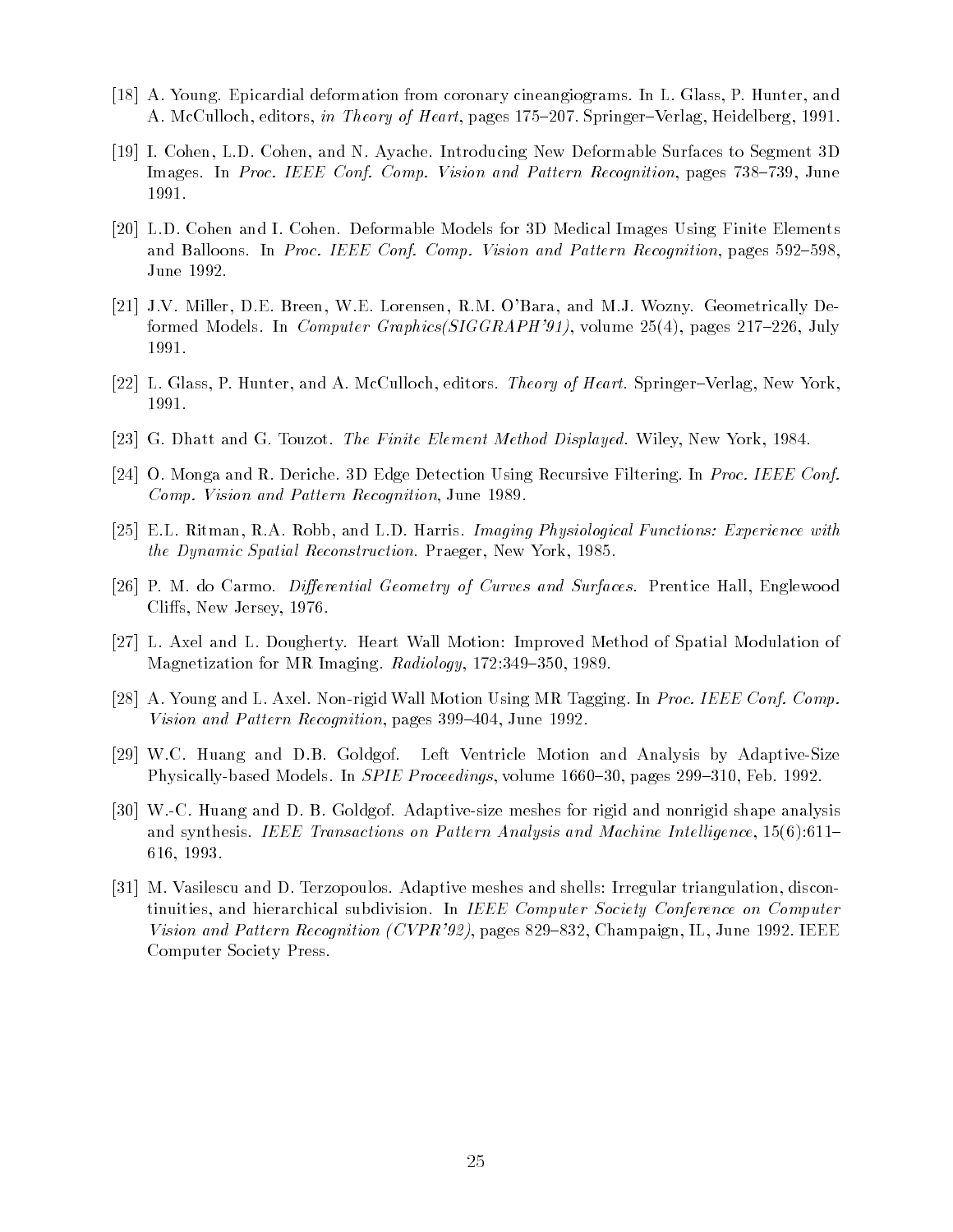[18] A. Young. Epicardial deformation from coronary cineangiograms. In L. Glass, P. Hunter, and A. McCulloch, editors, *in Theory of Heart*, pages 175–207. Springer–Verlag, Heidelberg, 1991.

[19] I. Cohen, L.D. Cohen, and N. Ayache. Introducing New Deformable Surfaces to Segment 3D Images. In *Proc. IEEE Conf. Comp. Vision and Pattern Recognition*, pages 738–739, June 1991.

[20] L.D. Cohen and I. Cohen. Deformable Models for 3D Medical Images Using Finite Elements and Balloons. In *Proc. IEEE Conf. Comp. Vision and Pattern Recognition*, pages 592–598, June 1992.

[21] J.V. Miller, D.E. Breen, W.E. Lorensen, R.M. O'Bara, and M.J. Wozny. Geometrically Deformed Models. In *Computer Graphics(SIGGRAPH'91)*, volume 25(4), pages 217–226, July 1991.

[22] L. Glass, P. Hunter, and A. McCulloch, editors. *Theory of Heart*. Springer–Verlag, New York, 1991.

[23] G. Dhatt and G. Touzot. *The Finite Element Method Displayed*. Wiley, New York, 1984.

[24] O. Monga and R. Deriche. 3D Edge Detection Using Recursive Filtering. In *Proc. IEEE Conf. Comp. Vision and Pattern Recognition*, June 1989.

[25] E.L. Ritman, R.A. Robb, and L.D. Harris. *Imaging Physiological Functions: Experience with the Dynamic Spatial Reconstruction*. Praeger, New York, 1985.

[26] P. M. do Carmo. *Differential Geometry of Curves and Surfaces*. Prentice Hall, Englewood Cliffs, New Jersey, 1976.

[27] L. Axel and L. Dougherty. Heart Wall Motion: Improved Method of Spatial Modulation of Magnetization for MR Imaging. *Radiology*, 172:349–350, 1989.

[28] A. Young and L. Axel. Non-rigid Wall Motion Using MR Tagging. In *Proc. IEEE Conf. Comp. Vision and Pattern Recognition*, pages 399–404, June 1992.

[29] W.C. Huang and D.B. Goldgof. Left Ventricle Motion and Analysis by Adaptive-Size Physically-based Models. In *SPIE Proceedings*, volume 1660–30, pages 299–310, Feb. 1992.

[30] W.-C. Huang and D. B. Goldgof. Adaptive-size meshes for rigid and nonrigid shape analysis and synthesis. *IEEE Transactions on Pattern Analysis and Machine Intelligence*, 15(6):611–616, 1993.

[31] M. Vasilescu and D. Terzopoulos. Adaptive meshes and shells: Irregular triangulation, discontinuities, and hierarchical subdivision. In *IEEE Computer Society Conference on Computer Vision and Pattern Recognition (CVPR'92)*, pages 829–832, Champaign, IL, June 1992. IEEE Computer Society Press.